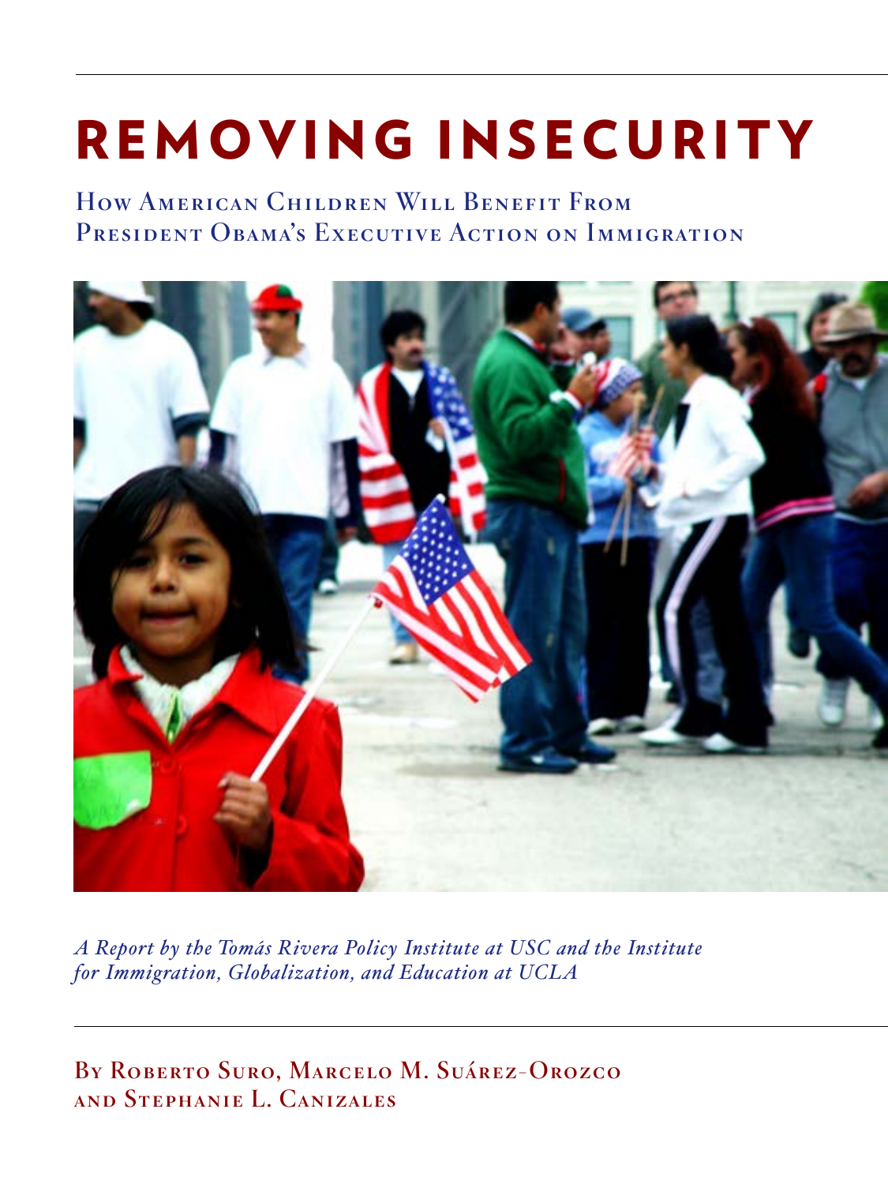# REMOVING INSECURITY

## How American Children Will Benefit From President Obama's Executive Action on Immigration

*A Report by the Tomás Rivera Policy Institute at USC and the Institute for Immigration, Globalization, and Education at UCLA*

**By Roberto Suro, Marcelo M. Suárez-Orozco and Stephanie L. Canizales**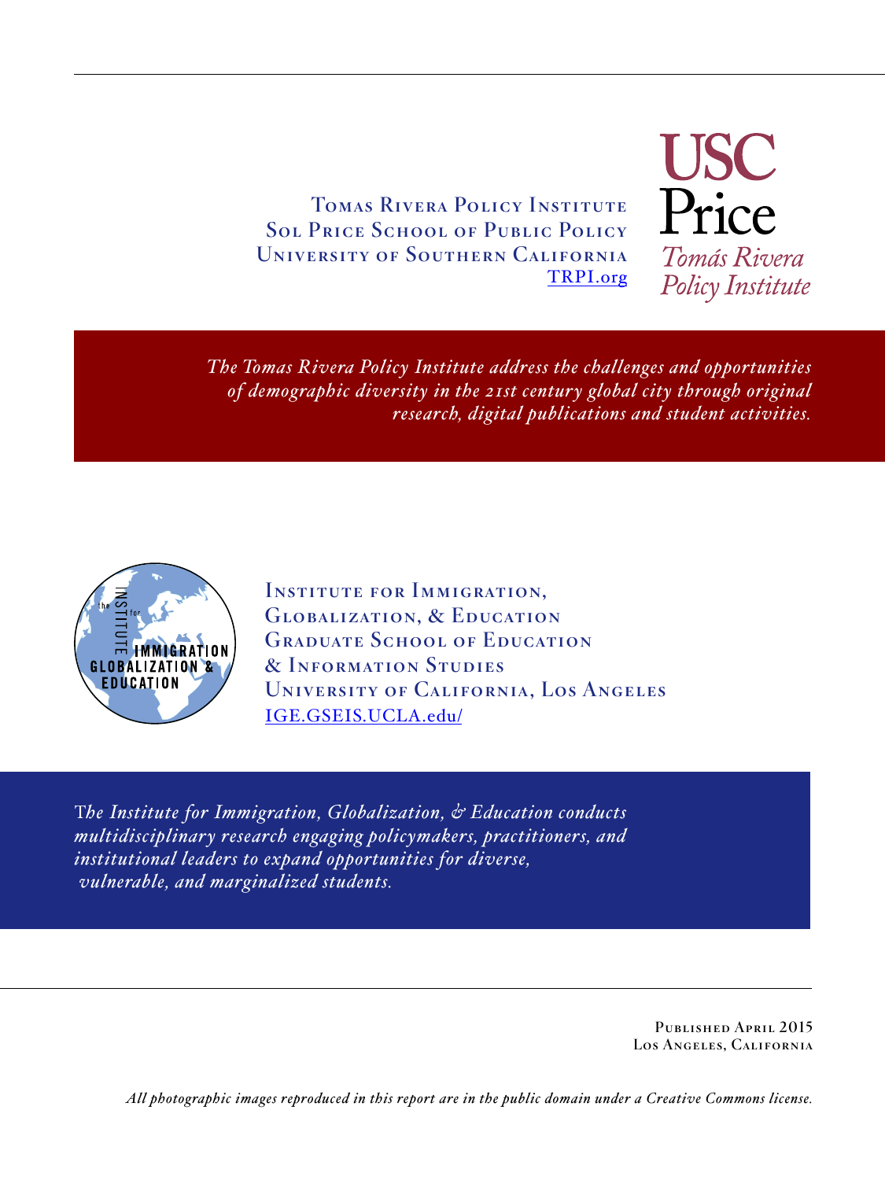Tomas Rivera Policy Institute
Sol Price School of Public Policy
University of Southern California
TRPI.org

USC Price
*Tomás Rivera Policy Institute*

*The Tomas Rivera Policy Institute address the challenges and opportunities of demographic diversity in the 21st century global city through original research, digital publications and student activities.*

Institute for Immigration, Globalization, & Education
Graduate School of Education & Information Studies
University of California, Los Angeles
IGE.GSEIS.UCLA.edu/

*The Institute for Immigration, Globalization, & Education conducts multidisciplinary research engaging policymakers, practitioners, and institutional leaders to expand opportunities for diverse, vulnerable, and marginalized students.*

Published April 2015
Los Angeles, California

*All photographic images reproduced in this report are in the public domain under a Creative Commons license.*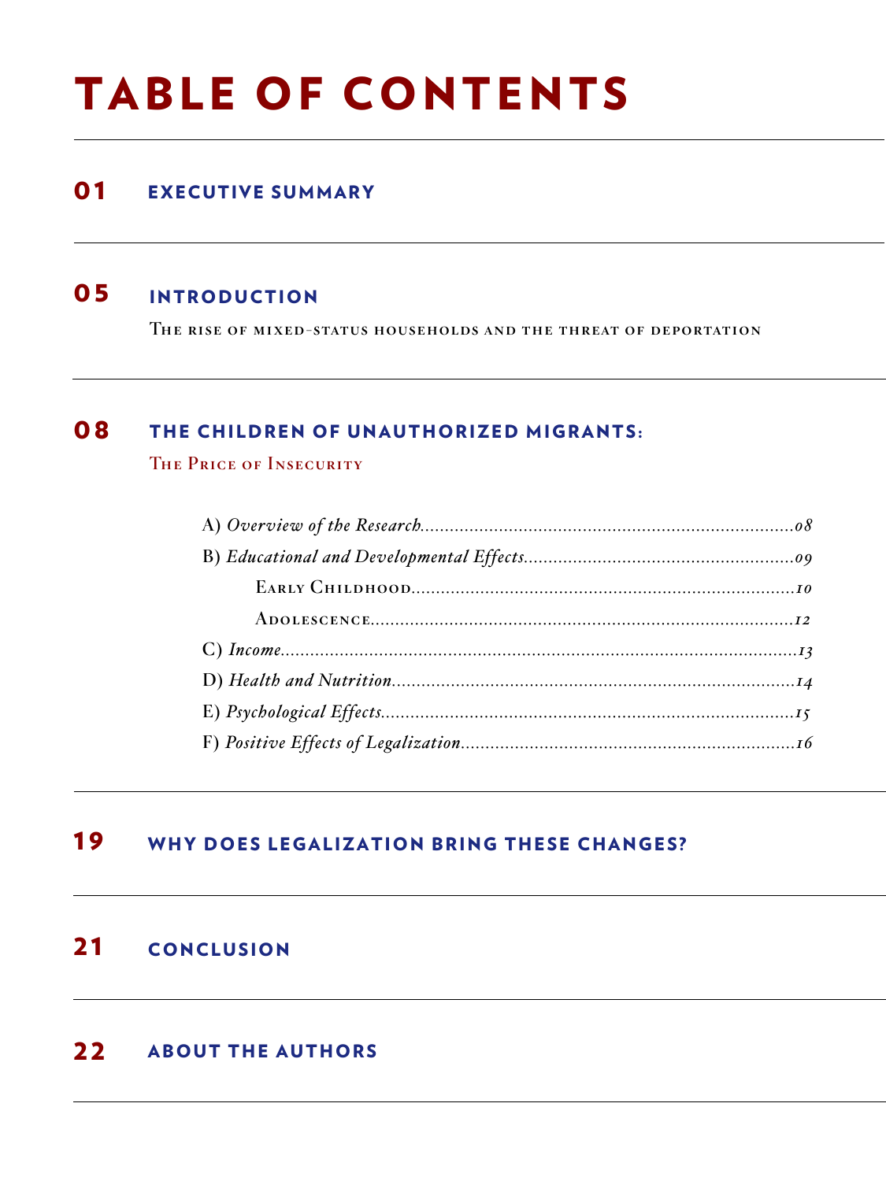# TABLE OF CONTENTS

**01** **EXECUTIVE SUMMARY**

**05** **INTRODUCTION**

The rise of mixed-status households and the threat of deportation

**08** **THE CHILDREN OF UNAUTHORIZED MIGRANTS:**

The Price of Insecurity

- A) *Overview of the Research*............08
- B) *Educational and Developmental Effects*............09
    - Early Childhood............10
    - Adolescence............12
- C) *Income*............13
- D) *Health and Nutrition*............14
- E) *Psychological Effects*............15
- F) *Positive Effects of Legalization*............16

**19** **WHY DOES LEGALIZATION BRING THESE CHANGES?**

**21** **CONCLUSION**

**22** **ABOUT THE AUTHORS**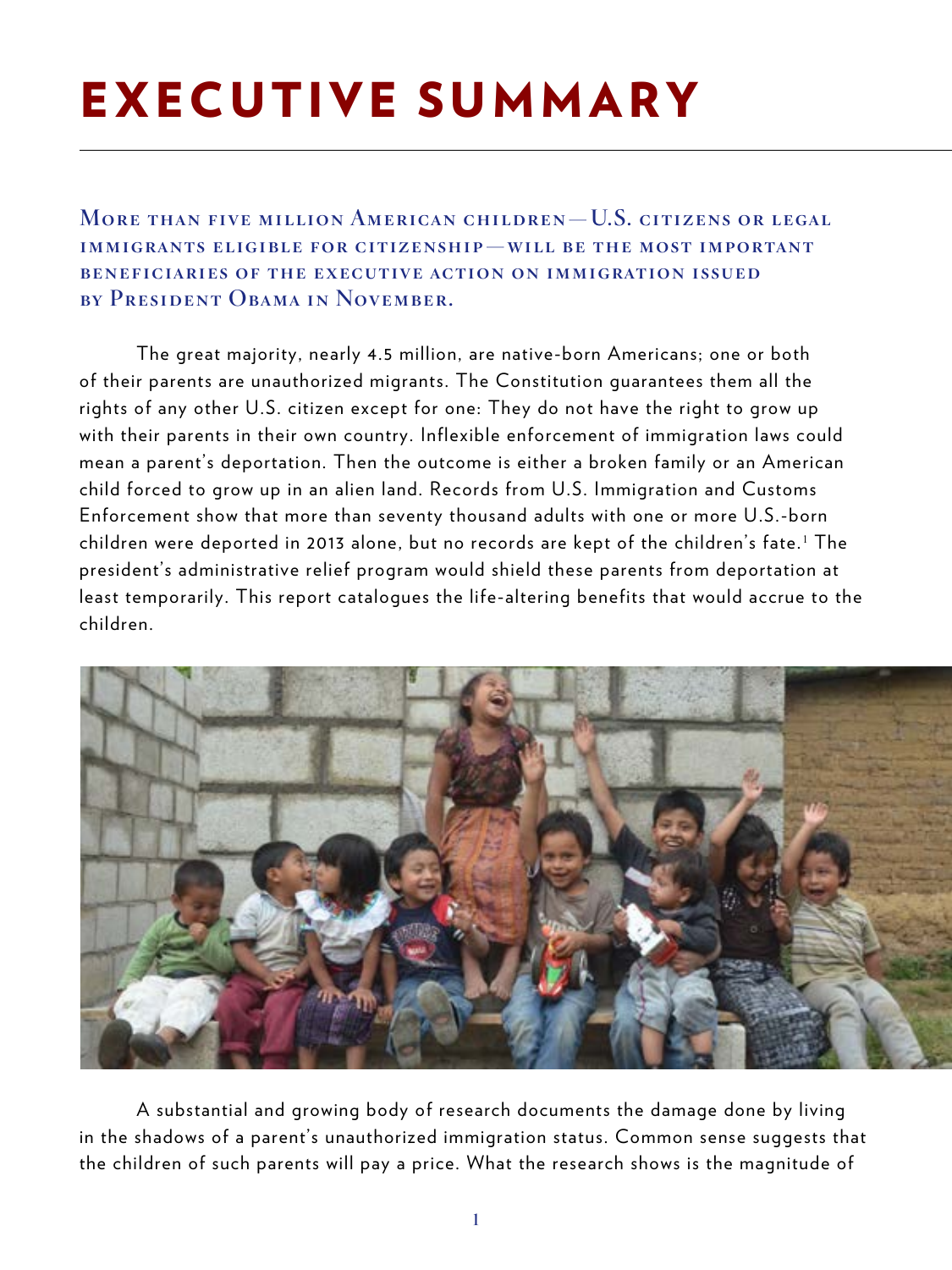# EXECUTIVE SUMMARY

**More than five million American children—U.S. citizens or legal immigrants eligible for citizenship—will be the most important beneficiaries of the executive action on immigration issued by President Obama in November.**

The great majority, nearly 4.5 million, are native-born Americans; one or both of their parents are unauthorized migrants. The Constitution guarantees them all the rights of any other U.S. citizen except for one: They do not have the right to grow up with their parents in their own country. Inflexible enforcement of immigration laws could mean a parent's deportation. Then the outcome is either a broken family or an American child forced to grow up in an alien land. Records from U.S. Immigration and Customs Enforcement show that more than seventy thousand adults with one or more U.S.-born children were deported in 2013 alone, but no records are kept of the children's fate.[1] The president's administrative relief program would shield these parents from deportation at least temporarily. This report catalogues the life-altering benefits that would accrue to the children.

A substantial and growing body of research documents the damage done by living in the shadows of a parent's unauthorized immigration status. Common sense suggests that the children of such parents will pay a price. What the research shows is the magnitude of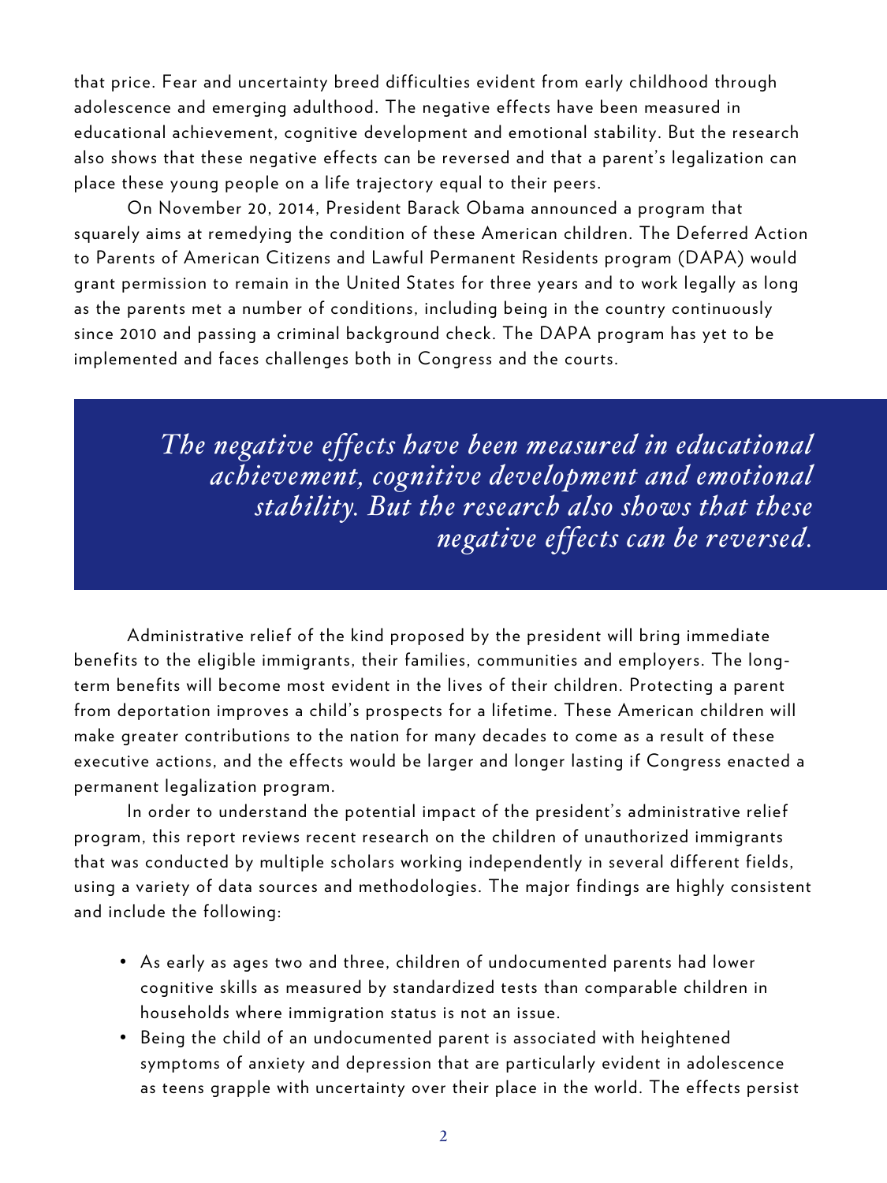that price. Fear and uncertainty breed difficulties evident from early childhood through adolescence and emerging adulthood. The negative effects have been measured in educational achievement, cognitive development and emotional stability. But the research also shows that these negative effects can be reversed and that a parent's legalization can place these young people on a life trajectory equal to their peers.

On November 20, 2014, President Barack Obama announced a program that squarely aims at remedying the condition of these American children. The Deferred Action to Parents of American Citizens and Lawful Permanent Residents program (DAPA) would grant permission to remain in the United States for three years and to work legally as long as the parents met a number of conditions, including being in the country continuously since 2010 and passing a criminal background check. The DAPA program has yet to be implemented and faces challenges both in Congress and the courts.

> *The negative effects have been measured in educational achievement, cognitive development and emotional stability. But the research also shows that these negative effects can be reversed.*

Administrative relief of the kind proposed by the president will bring immediate benefits to the eligible immigrants, their families, communities and employers. The long-term benefits will become most evident in the lives of their children. Protecting a parent from deportation improves a child's prospects for a lifetime. These American children will make greater contributions to the nation for many decades to come as a result of these executive actions, and the effects would be larger and longer lasting if Congress enacted a permanent legalization program.

In order to understand the potential impact of the president's administrative relief program, this report reviews recent research on the children of unauthorized immigrants that was conducted by multiple scholars working independently in several different fields, using a variety of data sources and methodologies. The major findings are highly consistent and include the following:

- As early as ages two and three, children of undocumented parents had lower cognitive skills as measured by standardized tests than comparable children in households where immigration status is not an issue.
- Being the child of an undocumented parent is associated with heightened symptoms of anxiety and depression that are particularly evident in adolescence as teens grapple with uncertainty over their place in the world. The effects persist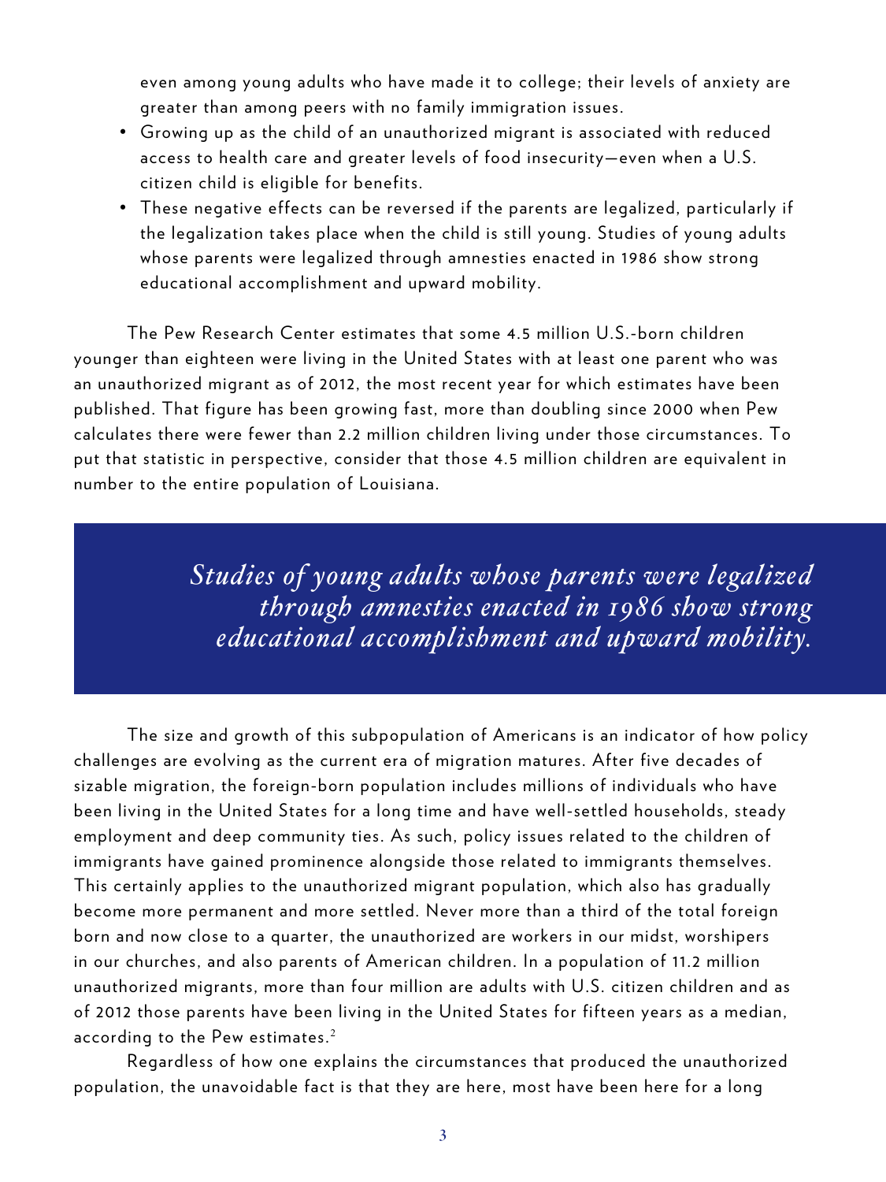even among young adults who have made it to college; their levels of anxiety are greater than among peers with no family immigration issues.

- Growing up as the child of an unauthorized migrant is associated with reduced access to health care and greater levels of food insecurity—even when a U.S. citizen child is eligible for benefits.
- These negative effects can be reversed if the parents are legalized, particularly if the legalization takes place when the child is still young. Studies of young adults whose parents were legalized through amnesties enacted in 1986 show strong educational accomplishment and upward mobility.

The Pew Research Center estimates that some 4.5 million U.S.-born children younger than eighteen were living in the United States with at least one parent who was an unauthorized migrant as of 2012, the most recent year for which estimates have been published. That figure has been growing fast, more than doubling since 2000 when Pew calculates there were fewer than 2.2 million children living under those circumstances. To put that statistic in perspective, consider that those 4.5 million children are equivalent in number to the entire population of Louisiana.

> *Studies of young adults whose parents were legalized through amnesties enacted in 1986 show strong educational accomplishment and upward mobility.*

The size and growth of this subpopulation of Americans is an indicator of how policy challenges are evolving as the current era of migration matures. After five decades of sizable migration, the foreign-born population includes millions of individuals who have been living in the United States for a long time and have well-settled households, steady employment and deep community ties. As such, policy issues related to the children of immigrants have gained prominence alongside those related to immigrants themselves. This certainly applies to the unauthorized migrant population, which also has gradually become more permanent and more settled. Never more than a third of the total foreign born and now close to a quarter, the unauthorized are workers in our midst, worshipers in our churches, and also parents of American children. In a population of 11.2 million unauthorized migrants, more than four million are adults with U.S. citizen children and as of 2012 those parents have been living in the United States for fifteen years as a median, according to the Pew estimates.[2]

Regardless of how one explains the circumstances that produced the unauthorized population, the unavoidable fact is that they are here, most have been here for a long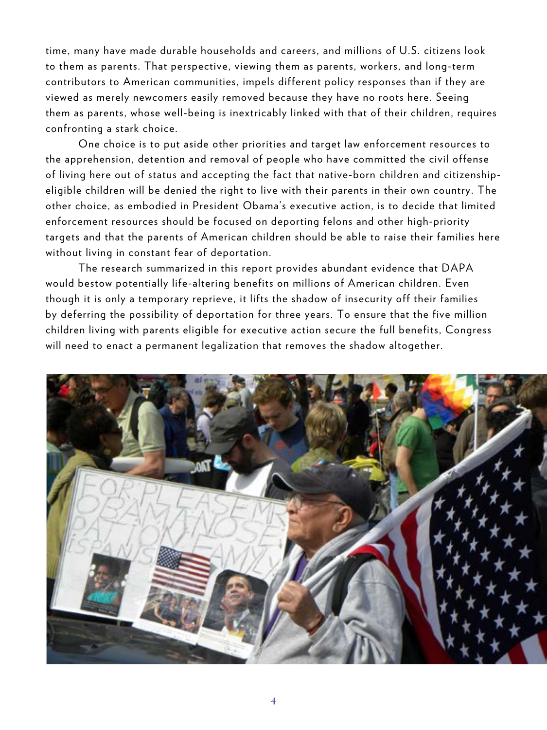time, many have made durable households and careers, and millions of U.S. citizens look to them as parents. That perspective, viewing them as parents, workers, and long-term contributors to American communities, impels different policy responses than if they are viewed as merely newcomers easily removed because they have no roots here. Seeing them as parents, whose well-being is inextricably linked with that of their children, requires confronting a stark choice.

One choice is to put aside other priorities and target law enforcement resources to the apprehension, detention and removal of people who have committed the civil offense of living here out of status and accepting the fact that native-born children and citizenship-eligible children will be denied the right to live with their parents in their own country. The other choice, as embodied in President Obama's executive action, is to decide that limited enforcement resources should be focused on deporting felons and other high-priority targets and that the parents of American children should be able to raise their families here without living in constant fear of deportation.

The research summarized in this report provides abundant evidence that DAPA would bestow potentially life-altering benefits on millions of American children. Even though it is only a temporary reprieve, it lifts the shadow of insecurity off their families by deferring the possibility of deportation for three years. To ensure that the five million children living with parents eligible for executive action secure the full benefits, Congress will need to enact a permanent legalization that removes the shadow altogether.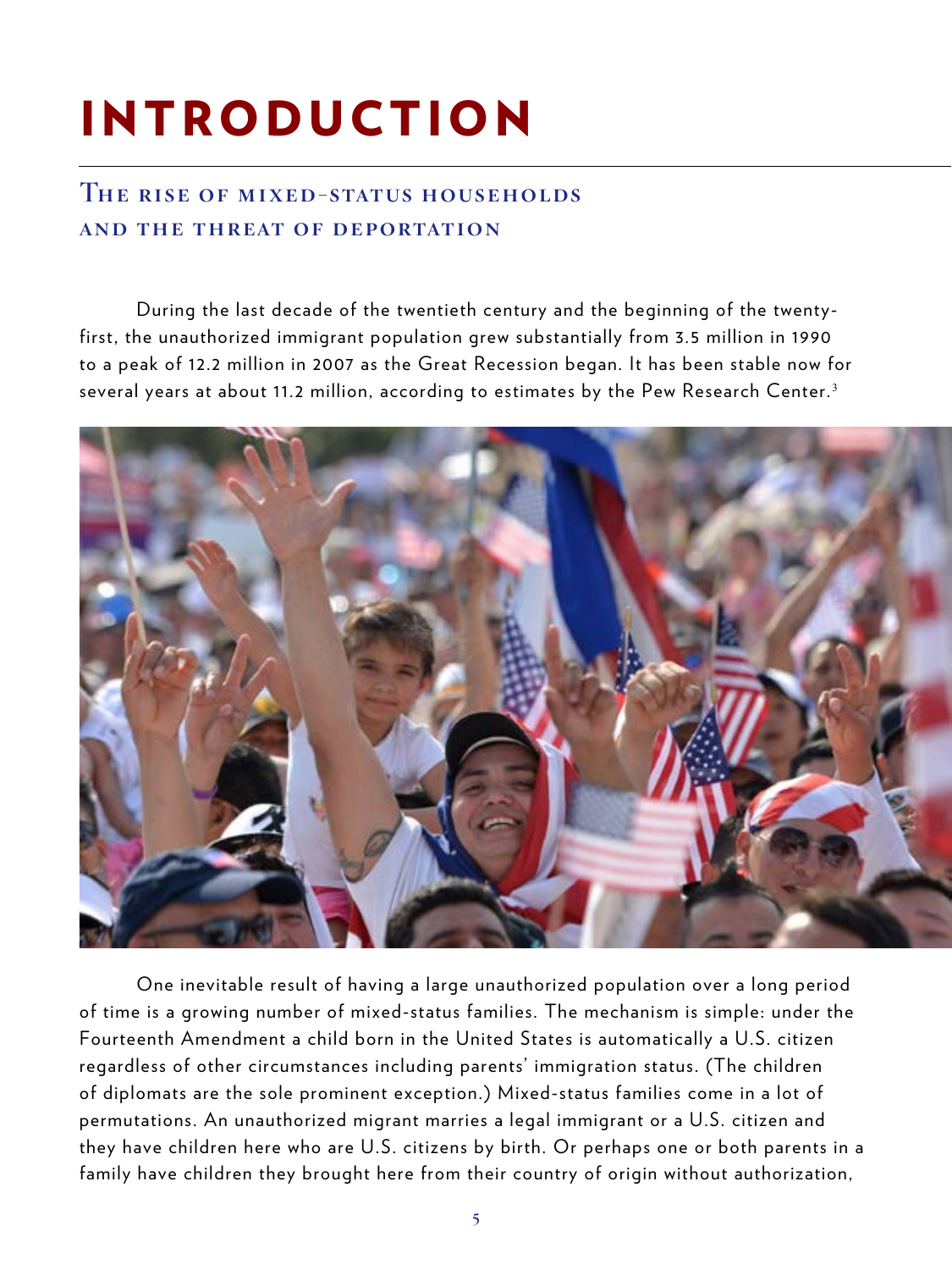# INTRODUCTION

## The rise of mixed-status households and the threat of deportation

During the last decade of the twentieth century and the beginning of the twenty-first, the unauthorized immigrant population grew substantially from 3.5 million in 1990 to a peak of 12.2 million in 2007 as the Great Recession began. It has been stable now for several years at about 11.2 million, according to estimates by the Pew Research Center.[3]

One inevitable result of having a large unauthorized population over a long period of time is a growing number of mixed-status families. The mechanism is simple: under the Fourteenth Amendment a child born in the United States is automatically a U.S. citizen regardless of other circumstances including parents' immigration status. (The children of diplomats are the sole prominent exception.) Mixed-status families come in a lot of permutations. An unauthorized migrant marries a legal immigrant or a U.S. citizen and they have children here who are U.S. citizens by birth. Or perhaps one or both parents in a family have children they brought here from their country of origin without authorization,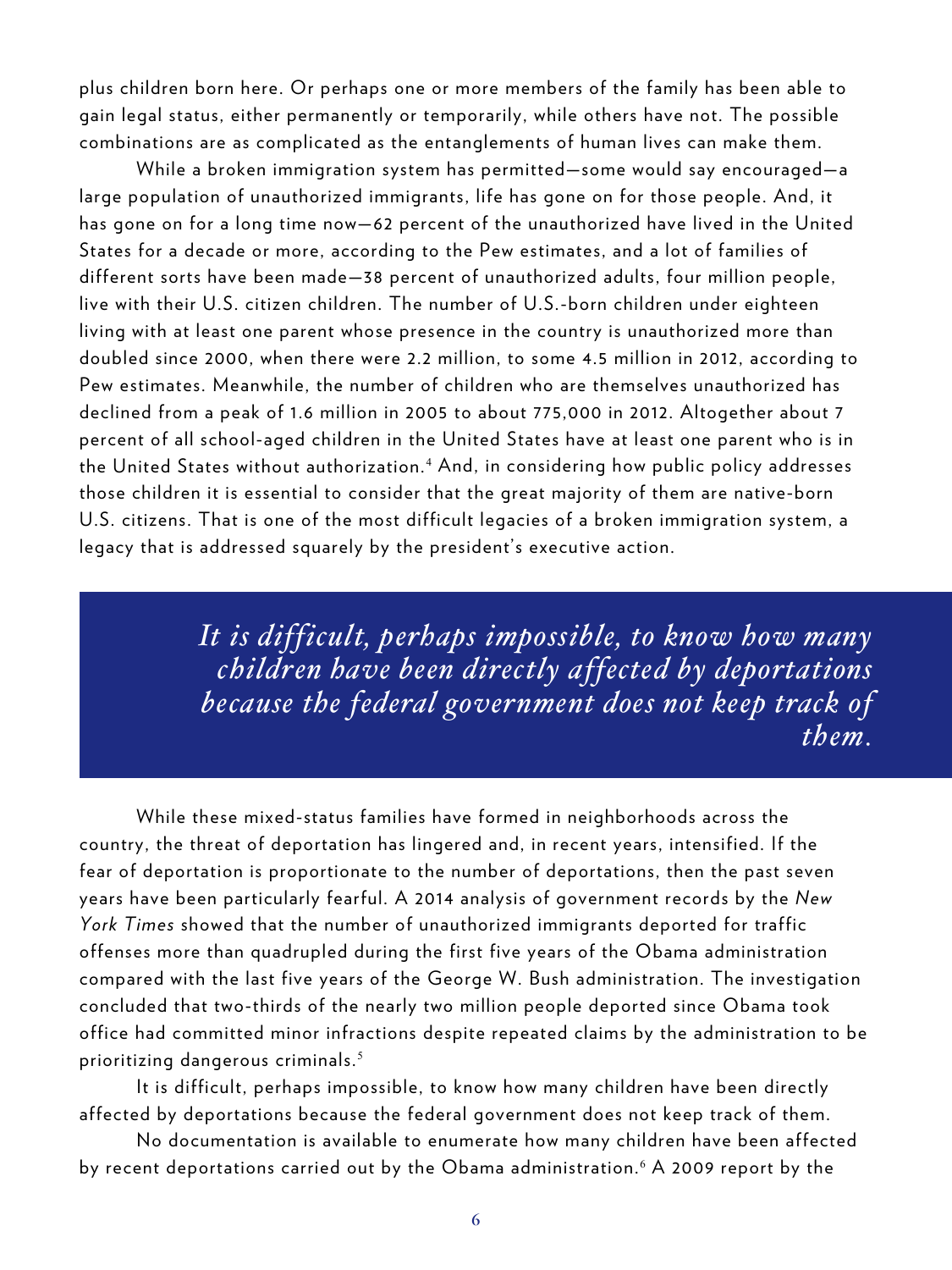plus children born here. Or perhaps one or more members of the family has been able to gain legal status, either permanently or temporarily, while others have not. The possible combinations are as complicated as the entanglements of human lives can make them.

While a broken immigration system has permitted—some would say encouraged—a large population of unauthorized immigrants, life has gone on for those people. And, it has gone on for a long time now—62 percent of the unauthorized have lived in the United States for a decade or more, according to the Pew estimates, and a lot of families of different sorts have been made—38 percent of unauthorized adults, four million people, live with their U.S. citizen children. The number of U.S.-born children under eighteen living with at least one parent whose presence in the country is unauthorized more than doubled since 2000, when there were 2.2 million, to some 4.5 million in 2012, according to Pew estimates. Meanwhile, the number of children who are themselves unauthorized has declined from a peak of 1.6 million in 2005 to about 775,000 in 2012. Altogether about 7 percent of all school-aged children in the United States have at least one parent who is in the United States without authorization.[4] And, in considering how public policy addresses those children it is essential to consider that the great majority of them are native-born U.S. citizens. That is one of the most difficult legacies of a broken immigration system, a legacy that is addressed squarely by the president's executive action.

> *It is difficult, perhaps impossible, to know how many children have been directly affected by deportations because the federal government does not keep track of them.*

While these mixed-status families have formed in neighborhoods across the country, the threat of deportation has lingered and, in recent years, intensified. If the fear of deportation is proportionate to the number of deportations, then the past seven years have been particularly fearful. A 2014 analysis of government records by the *New York Times* showed that the number of unauthorized immigrants deported for traffic offenses more than quadrupled during the first five years of the Obama administration compared with the last five years of the George W. Bush administration. The investigation concluded that two-thirds of the nearly two million people deported since Obama took office had committed minor infractions despite repeated claims by the administration to be prioritizing dangerous criminals.[5]

It is difficult, perhaps impossible, to know how many children have been directly affected by deportations because the federal government does not keep track of them.

No documentation is available to enumerate how many children have been affected by recent deportations carried out by the Obama administration.[6] A 2009 report by the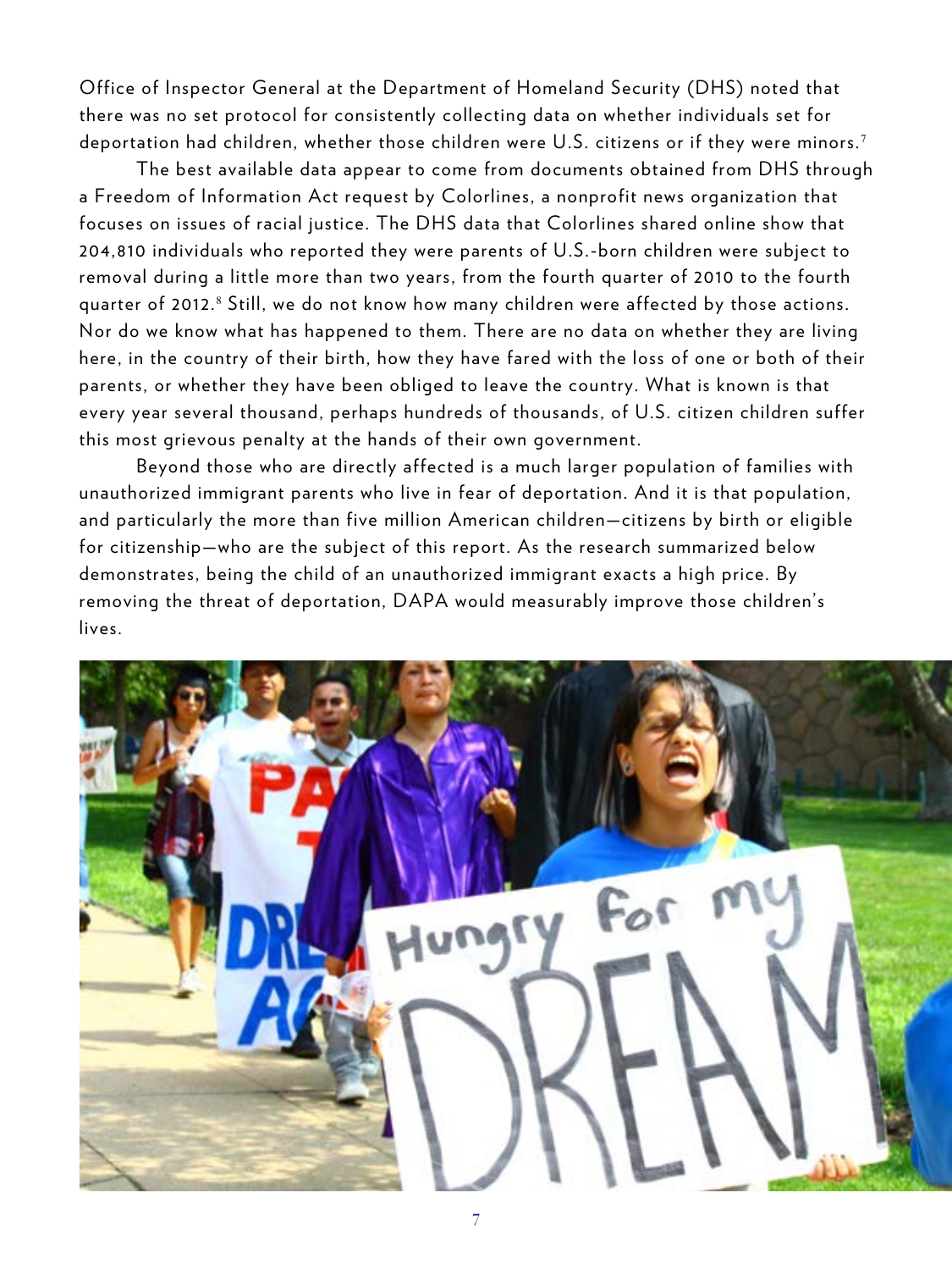Office of Inspector General at the Department of Homeland Security (DHS) noted that there was no set protocol for consistently collecting data on whether individuals set for deportation had children, whether those children were U.S. citizens or if they were minors.[7]

The best available data appear to come from documents obtained from DHS through a Freedom of Information Act request by Colorlines, a nonprofit news organization that focuses on issues of racial justice. The DHS data that Colorlines shared online show that 204,810 individuals who reported they were parents of U.S.-born children were subject to removal during a little more than two years, from the fourth quarter of 2010 to the fourth quarter of 2012.[8] Still, we do not know how many children were affected by those actions. Nor do we know what has happened to them. There are no data on whether they are living here, in the country of their birth, how they have fared with the loss of one or both of their parents, or whether they have been obliged to leave the country. What is known is that every year several thousand, perhaps hundreds of thousands, of U.S. citizen children suffer this most grievous penalty at the hands of their own government.

Beyond those who are directly affected is a much larger population of families with unauthorized immigrant parents who live in fear of deportation. And it is that population, and particularly the more than five million American children—citizens by birth or eligible for citizenship—who are the subject of this report. As the research summarized below demonstrates, being the child of an unauthorized immigrant exacts a high price. By removing the threat of deportation, DAPA would measurably improve those children's lives.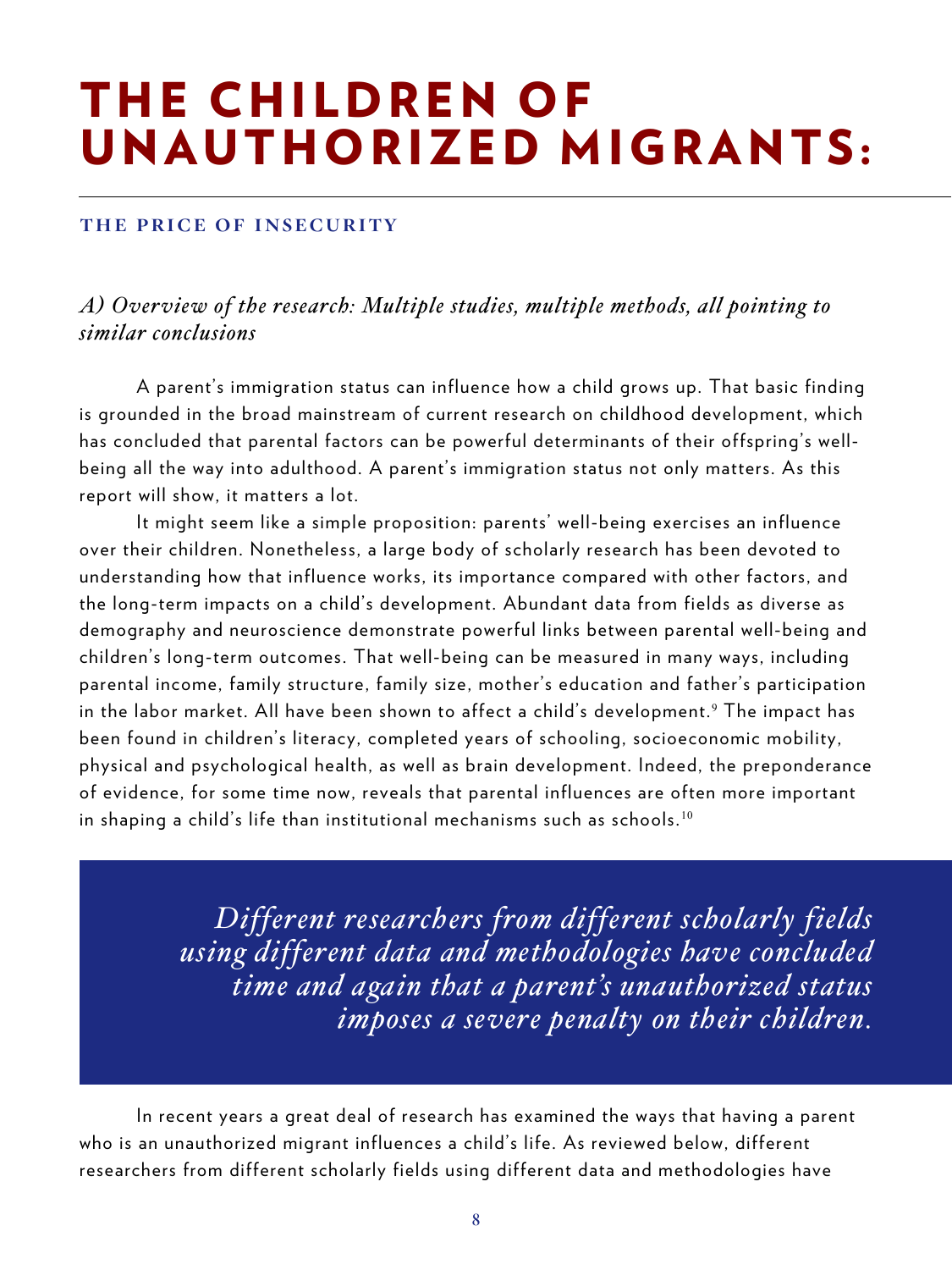# THE CHILDREN OF UNAUTHORIZED MIGRANTS:

**THE PRICE OF INSECURITY**

### *A) Overview of the research: Multiple studies, multiple methods, all pointing to similar conclusions*

A parent's immigration status can influence how a child grows up. That basic finding is grounded in the broad mainstream of current research on childhood development, which has concluded that parental factors can be powerful determinants of their offspring's well-being all the way into adulthood. A parent's immigration status not only matters. As this report will show, it matters a lot.

It might seem like a simple proposition: parents' well-being exercises an influence over their children. Nonetheless, a large body of scholarly research has been devoted to understanding how that influence works, its importance compared with other factors, and the long-term impacts on a child's development. Abundant data from fields as diverse as demography and neuroscience demonstrate powerful links between parental well-being and children's long-term outcomes. That well-being can be measured in many ways, including parental income, family structure, family size, mother's education and father's participation in the labor market. All have been shown to affect a child's development.[9] The impact has been found in children's literacy, completed years of schooling, socioeconomic mobility, physical and psychological health, as well as brain development. Indeed, the preponderance of evidence, for some time now, reveals that parental influences are often more important in shaping a child's life than institutional mechanisms such as schools.[10]

> *Different researchers from different scholarly fields using different data and methodologies have concluded time and again that a parent's unauthorized status imposes a severe penalty on their children.*

In recent years a great deal of research has examined the ways that having a parent who is an unauthorized migrant influences a child's life. As reviewed below, different researchers from different scholarly fields using different data and methodologies have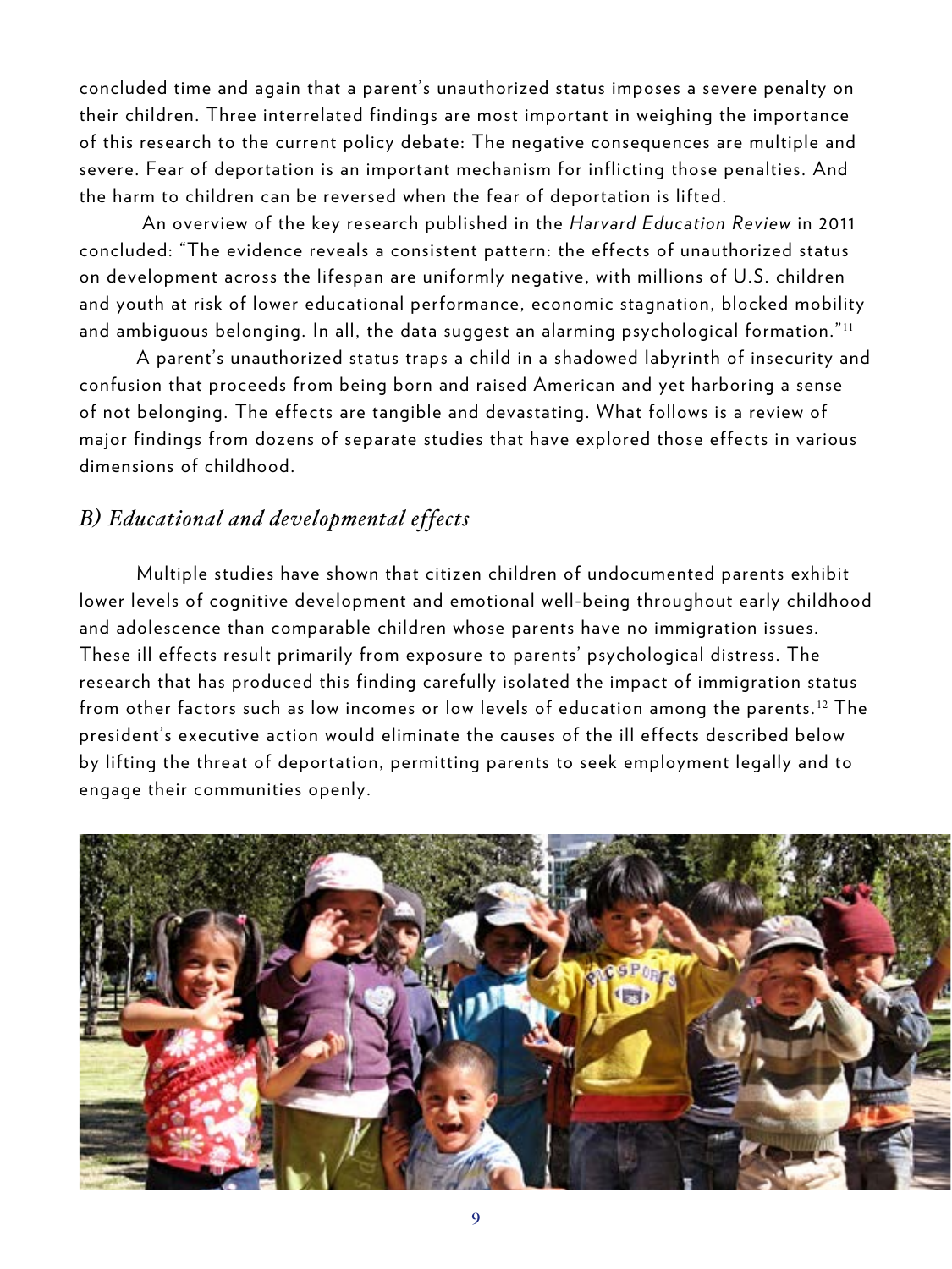concluded time and again that a parent's unauthorized status imposes a severe penalty on their children. Three interrelated findings are most important in weighing the importance of this research to the current policy debate: The negative consequences are multiple and severe. Fear of deportation is an important mechanism for inflicting those penalties. And the harm to children can be reversed when the fear of deportation is lifted.

An overview of the key research published in the *Harvard Education Review* in 2011 concluded: "The evidence reveals a consistent pattern: the effects of unauthorized status on development across the lifespan are uniformly negative, with millions of U.S. children and youth at risk of lower educational performance, economic stagnation, blocked mobility and ambiguous belonging. In all, the data suggest an alarming psychological formation."[11]

A parent's unauthorized status traps a child in a shadowed labyrinth of insecurity and confusion that proceeds from being born and raised American and yet harboring a sense of not belonging. The effects are tangible and devastating. What follows is a review of major findings from dozens of separate studies that have explored those effects in various dimensions of childhood.

## *B) Educational and developmental effects*

Multiple studies have shown that citizen children of undocumented parents exhibit lower levels of cognitive development and emotional well-being throughout early childhood and adolescence than comparable children whose parents have no immigration issues. These ill effects result primarily from exposure to parents' psychological distress. The research that has produced this finding carefully isolated the impact of immigration status from other factors such as low incomes or low levels of education among the parents.[12] The president's executive action would eliminate the causes of the ill effects described below by lifting the threat of deportation, permitting parents to seek employment legally and to engage their communities openly.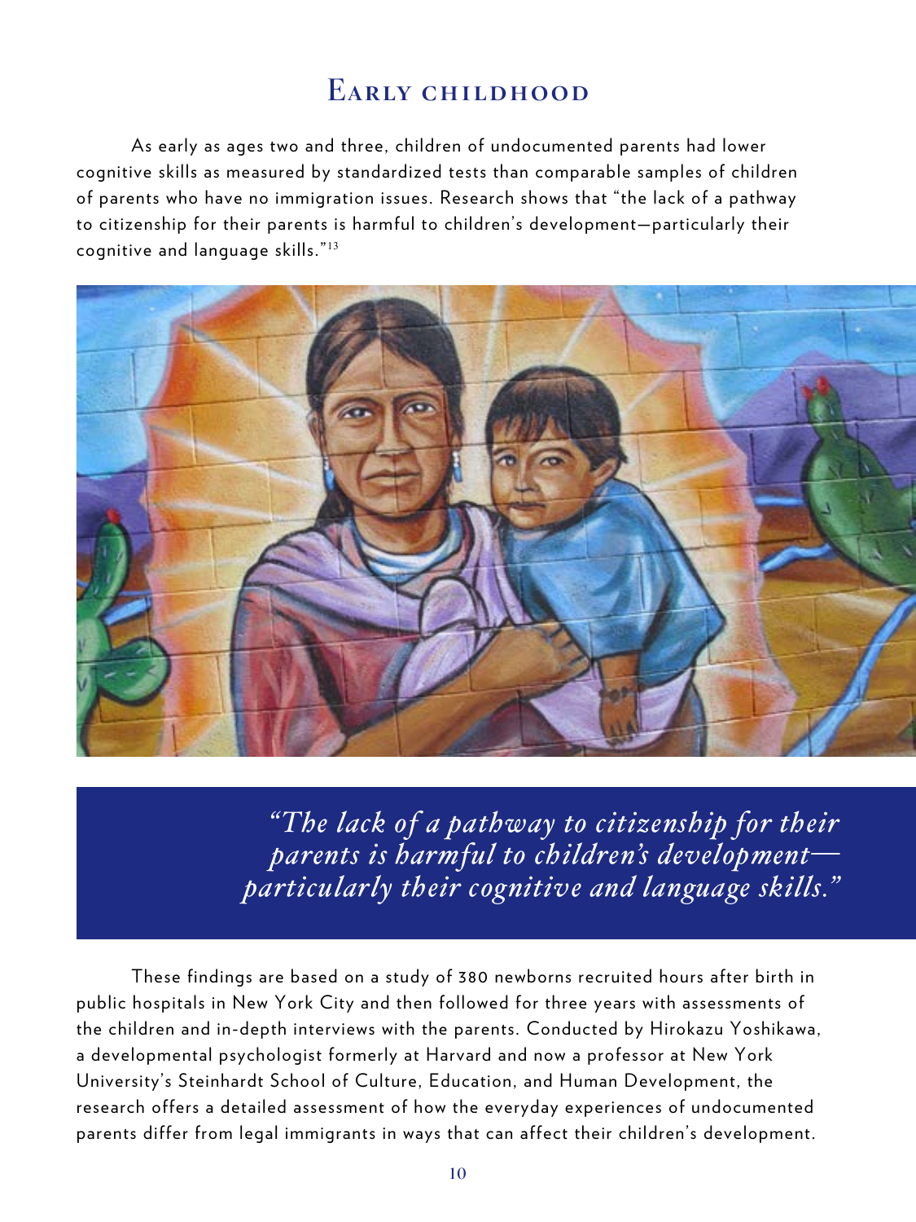## Early childhood

As early as ages two and three, children of undocumented parents had lower cognitive skills as measured by standardized tests than comparable samples of children of parents who have no immigration issues. Research shows that "the lack of a pathway to citizenship for their parents is harmful to children's development—particularly their cognitive and language skills."[13]

> *"The lack of a pathway to citizenship for their parents is harmful to children's development—particularly their cognitive and language skills."*

These findings are based on a study of 380 newborns recruited hours after birth in public hospitals in New York City and then followed for three years with assessments of the children and in-depth interviews with the parents. Conducted by Hirokazu Yoshikawa, a developmental psychologist formerly at Harvard and now a professor at New York University's Steinhardt School of Culture, Education, and Human Development, the research offers a detailed assessment of how the everyday experiences of undocumented parents differ from legal immigrants in ways that can affect their children's development.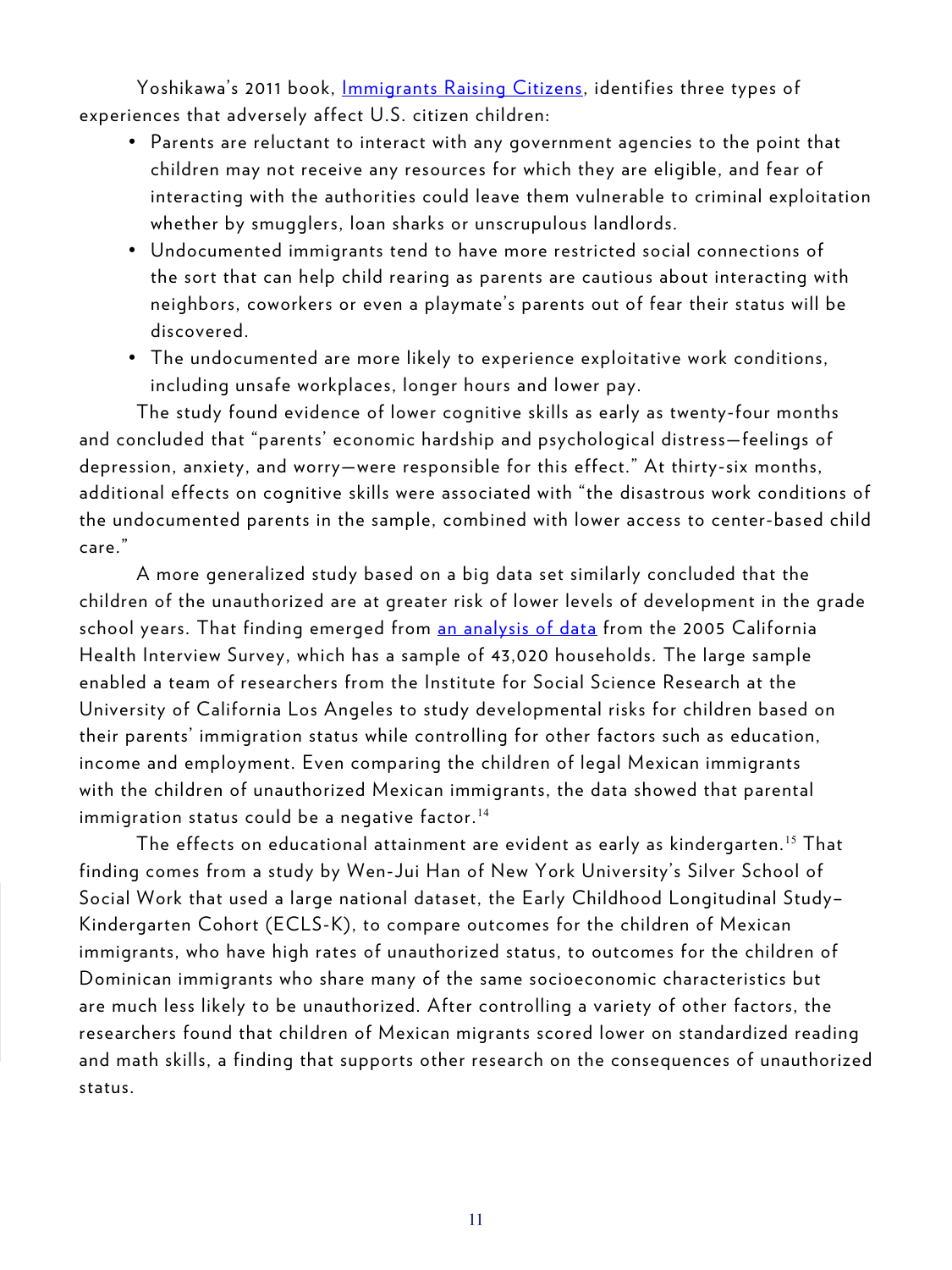Yoshikawa's 2011 book, Immigrants Raising Citizens, identifies three types of experiences that adversely affect U.S. citizen children:

- Parents are reluctant to interact with any government agencies to the point that children may not receive any resources for which they are eligible, and fear of interacting with the authorities could leave them vulnerable to criminal exploitation whether by smugglers, loan sharks or unscrupulous landlords.
- Undocumented immigrants tend to have more restricted social connections of the sort that can help child rearing as parents are cautious about interacting with neighbors, coworkers or even a playmate's parents out of fear their status will be discovered.
- The undocumented are more likely to experience exploitative work conditions, including unsafe workplaces, longer hours and lower pay.

The study found evidence of lower cognitive skills as early as twenty-four months and concluded that "parents' economic hardship and psychological distress—feelings of depression, anxiety, and worry—were responsible for this effect." At thirty-six months, additional effects on cognitive skills were associated with "the disastrous work conditions of the undocumented parents in the sample, combined with lower access to center-based child care."

A more generalized study based on a big data set similarly concluded that the children of the unauthorized are at greater risk of lower levels of development in the grade school years. That finding emerged from an analysis of data from the 2005 California Health Interview Survey, which has a sample of 43,020 households. The large sample enabled a team of researchers from the Institute for Social Science Research at the University of California Los Angeles to study developmental risks for children based on their parents' immigration status while controlling for other factors such as education, income and employment. Even comparing the children of legal Mexican immigrants with the children of unauthorized Mexican immigrants, the data showed that parental immigration status could be a negative factor.[14]

The effects on educational attainment are evident as early as kindergarten.[15] That finding comes from a study by Wen-Jui Han of New York University's Silver School of Social Work that used a large national dataset, the Early Childhood Longitudinal Study–Kindergarten Cohort (ECLS-K), to compare outcomes for the children of Mexican immigrants, who have high rates of unauthorized status, to outcomes for the children of Dominican immigrants who share many of the same socioeconomic characteristics but are much less likely to be unauthorized. After controlling a variety of other factors, the researchers found that children of Mexican migrants scored lower on standardized reading and math skills, a finding that supports other research on the consequences of unauthorized status.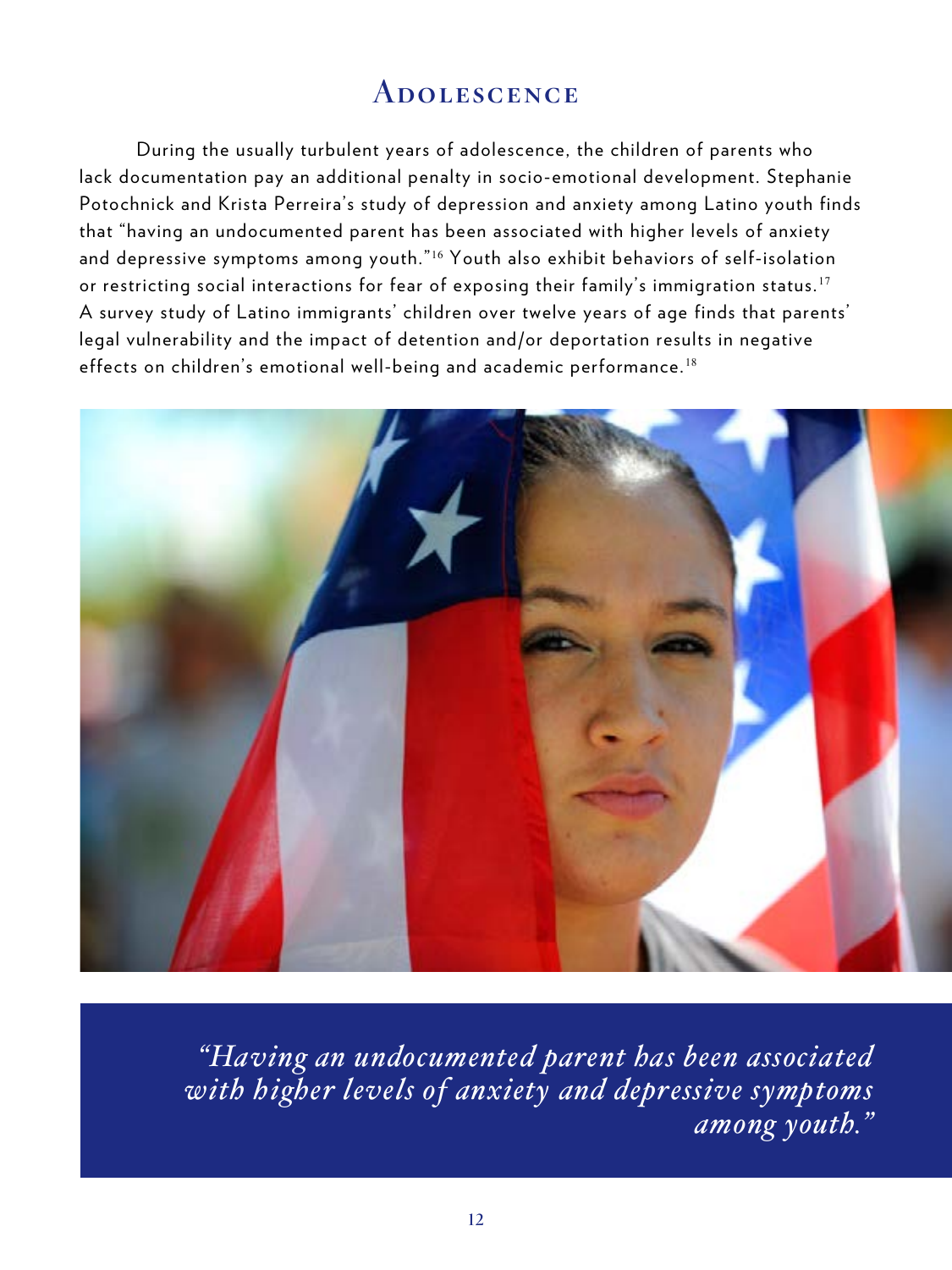## Adolescence

During the usually turbulent years of adolescence, the children of parents who lack documentation pay an additional penalty in socio-emotional development. Stephanie Potochnick and Krista Perreira's study of depression and anxiety among Latino youth finds that "having an undocumented parent has been associated with higher levels of anxiety and depressive symptoms among youth."[16] Youth also exhibit behaviors of self-isolation or restricting social interactions for fear of exposing their family's immigration status.[17] A survey study of Latino immigrants' children over twelve years of age finds that parents' legal vulnerability and the impact of detention and/or deportation results in negative effects on children's emotional well-being and academic performance.[18]

*"Having an undocumented parent has been associated with higher levels of anxiety and depressive symptoms among youth."*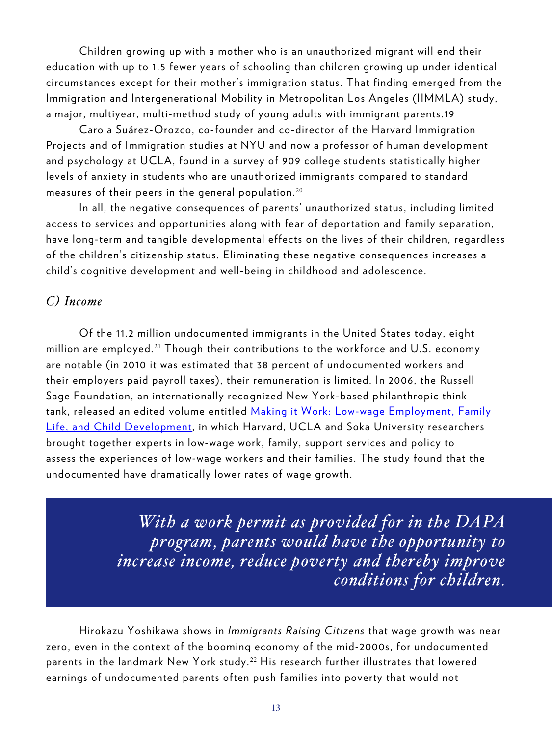Children growing up with a mother who is an unauthorized migrant will end their education with up to 1.5 fewer years of schooling than children growing up under identical circumstances except for their mother's immigration status. That finding emerged from the Immigration and Intergenerational Mobility in Metropolitan Los Angeles (IIMMLA) study, a major, multiyear, multi-method study of young adults with immigrant parents.19

Carola Suárez-Orozco, co-founder and co-director of the Harvard Immigration Projects and of Immigration studies at NYU and now a professor of human development and psychology at UCLA, found in a survey of 909 college students statistically higher levels of anxiety in students who are unauthorized immigrants compared to standard measures of their peers in the general population.[20]

In all, the negative consequences of parents' unauthorized status, including limited access to services and opportunities along with fear of deportation and family separation, have long-term and tangible developmental effects on the lives of their children, regardless of the children's citizenship status. Eliminating these negative consequences increases a child's cognitive development and well-being in childhood and adolescence.

### *C) Income*

Of the 11.2 million undocumented immigrants in the United States today, eight million are employed.[21] Though their contributions to the workforce and U.S. economy are notable (in 2010 it was estimated that 38 percent of undocumented workers and their employers paid payroll taxes), their remuneration is limited. In 2006, the Russell Sage Foundation, an internationally recognized New York-based philanthropic think tank, released an edited volume entitled Making it Work: Low-wage Employment, Family Life, and Child Development, in which Harvard, UCLA and Soka University researchers brought together experts in low-wage work, family, support services and policy to assess the experiences of low-wage workers and their families. The study found that the undocumented have dramatically lower rates of wage growth.

> *With a work permit as provided for in the DAPA program, parents would have the opportunity to increase income, reduce poverty and thereby improve conditions for children.*

Hirokazu Yoshikawa shows in *Immigrants Raising Citizens* that wage growth was near zero, even in the context of the booming economy of the mid-2000s, for undocumented parents in the landmark New York study.[22] His research further illustrates that lowered earnings of undocumented parents often push families into poverty that would not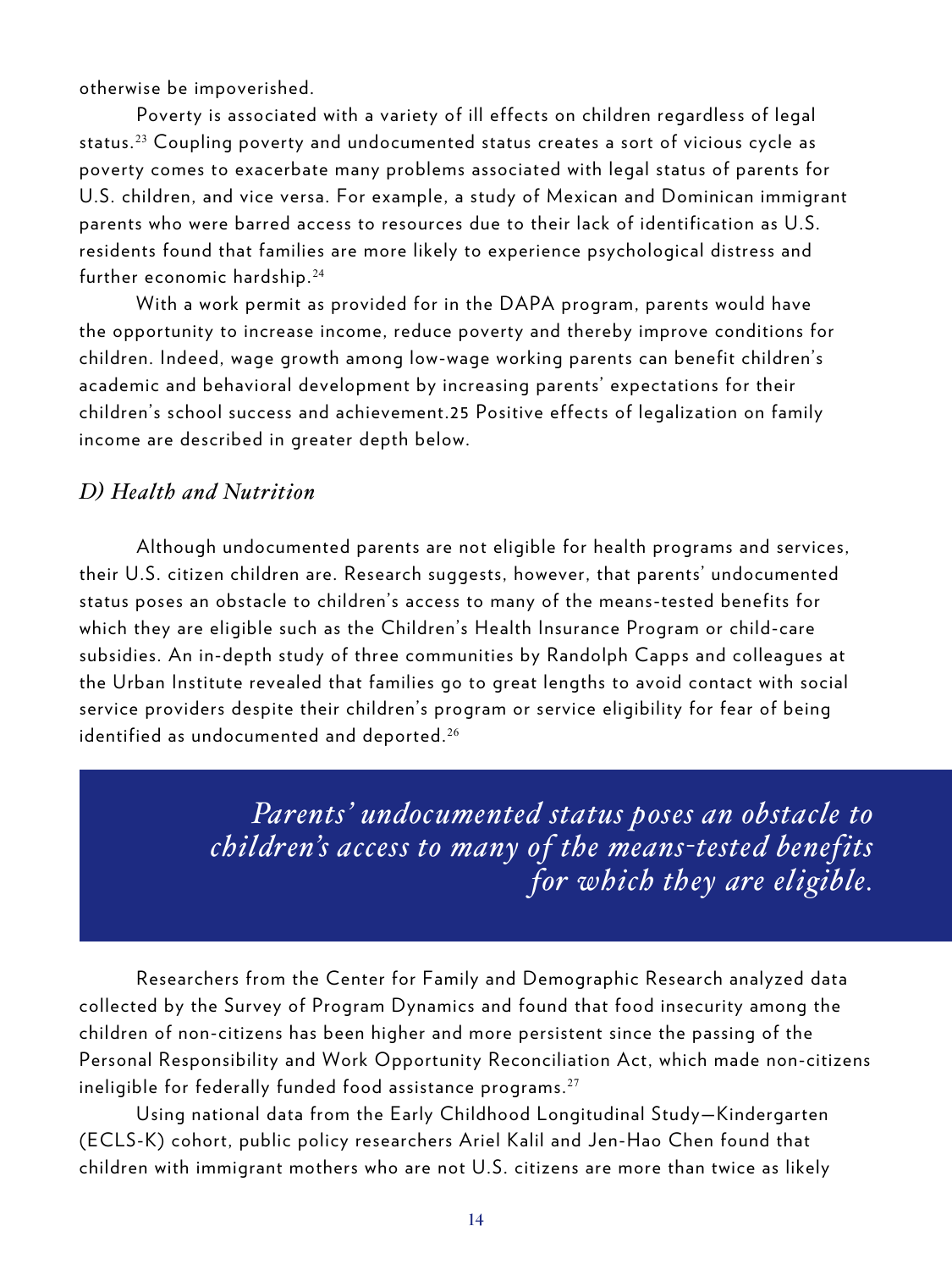otherwise be impoverished.

Poverty is associated with a variety of ill effects on children regardless of legal status.[23] Coupling poverty and undocumented status creates a sort of vicious cycle as poverty comes to exacerbate many problems associated with legal status of parents for U.S. children, and vice versa. For example, a study of Mexican and Dominican immigrant parents who were barred access to resources due to their lack of identification as U.S. residents found that families are more likely to experience psychological distress and further economic hardship.[24]

With a work permit as provided for in the DAPA program, parents would have the opportunity to increase income, reduce poverty and thereby improve conditions for children. Indeed, wage growth among low-wage working parents can benefit children's academic and behavioral development by increasing parents' expectations for their children's school success and achievement.25 Positive effects of legalization on family income are described in greater depth below.

### *D) Health and Nutrition*

Although undocumented parents are not eligible for health programs and services, their U.S. citizen children are. Research suggests, however, that parents' undocumented status poses an obstacle to children's access to many of the means-tested benefits for which they are eligible such as the Children's Health Insurance Program or child-care subsidies. An in-depth study of three communities by Randolph Capps and colleagues at the Urban Institute revealed that families go to great lengths to avoid contact with social service providers despite their children's program or service eligibility for fear of being identified as undocumented and deported.[26]

> *Parents' undocumented status poses an obstacle to children's access to many of the means-tested benefits for which they are eligible.*

Researchers from the Center for Family and Demographic Research analyzed data collected by the Survey of Program Dynamics and found that food insecurity among the children of non-citizens has been higher and more persistent since the passing of the Personal Responsibility and Work Opportunity Reconciliation Act, which made non-citizens ineligible for federally funded food assistance programs.[27]

Using national data from the Early Childhood Longitudinal Study—Kindergarten (ECLS-K) cohort, public policy researchers Ariel Kalil and Jen-Hao Chen found that children with immigrant mothers who are not U.S. citizens are more than twice as likely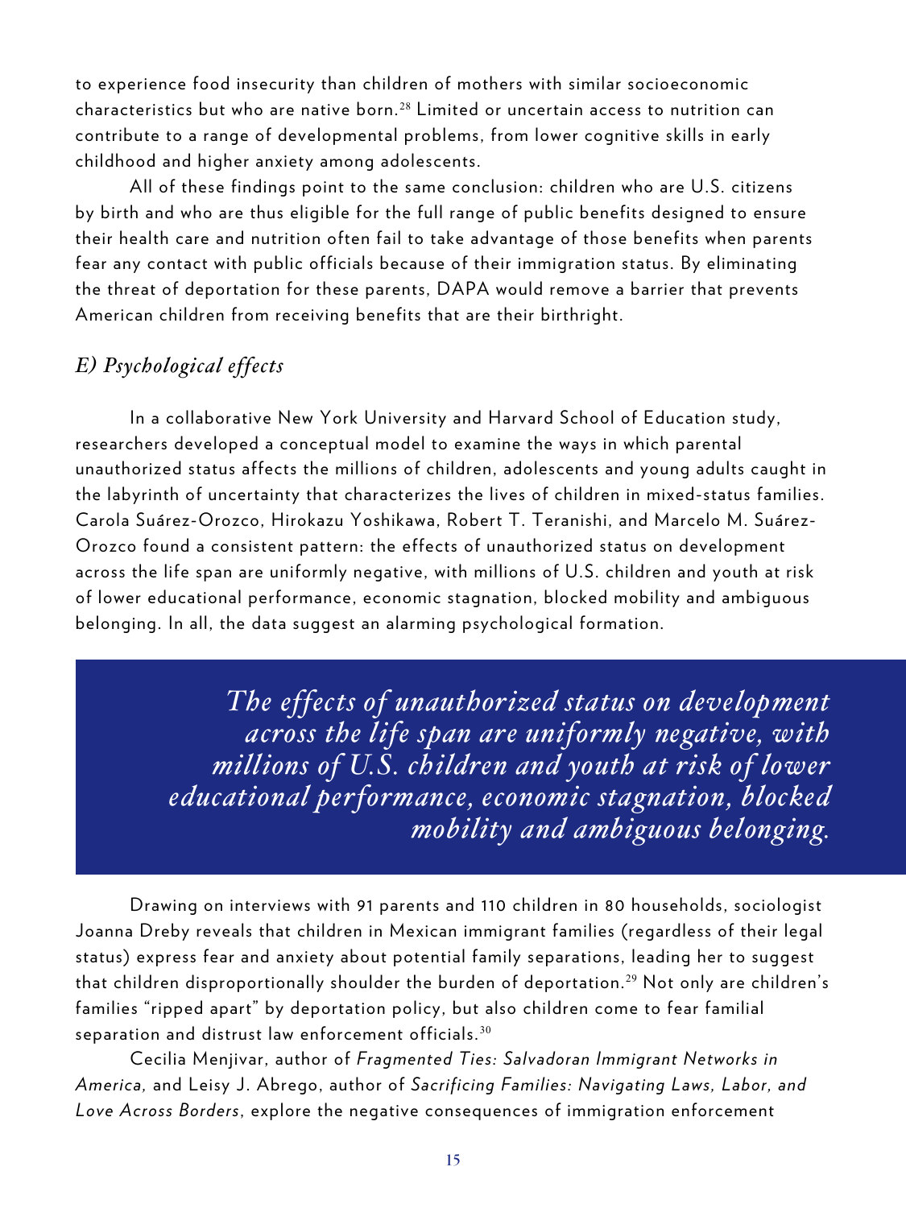to experience food insecurity than children of mothers with similar socioeconomic characteristics but who are native born.[28] Limited or uncertain access to nutrition can contribute to a range of developmental problems, from lower cognitive skills in early childhood and higher anxiety among adolescents.

All of these findings point to the same conclusion: children who are U.S. citizens by birth and who are thus eligible for the full range of public benefits designed to ensure their health care and nutrition often fail to take advantage of those benefits when parents fear any contact with public officials because of their immigration status. By eliminating the threat of deportation for these parents, DAPA would remove a barrier that prevents American children from receiving benefits that are their birthright.

### *E) Psychological effects*

In a collaborative New York University and Harvard School of Education study, researchers developed a conceptual model to examine the ways in which parental unauthorized status affects the millions of children, adolescents and young adults caught in the labyrinth of uncertainty that characterizes the lives of children in mixed-status families. Carola Suárez-Orozco, Hirokazu Yoshikawa, Robert T. Teranishi, and Marcelo M. Suárez-Orozco found a consistent pattern: the effects of unauthorized status on development across the life span are uniformly negative, with millions of U.S. children and youth at risk of lower educational performance, economic stagnation, blocked mobility and ambiguous belonging. In all, the data suggest an alarming psychological formation.

> *The effects of unauthorized status on development across the life span are uniformly negative, with millions of U.S. children and youth at risk of lower educational performance, economic stagnation, blocked mobility and ambiguous belonging.*

Drawing on interviews with 91 parents and 110 children in 80 households, sociologist Joanna Dreby reveals that children in Mexican immigrant families (regardless of their legal status) express fear and anxiety about potential family separations, leading her to suggest that children disproportionally shoulder the burden of deportation.[29] Not only are children's families "ripped apart" by deportation policy, but also children come to fear familial separation and distrust law enforcement officials.[30]

Cecilia Menjivar, author of *Fragmented Ties: Salvadoran Immigrant Networks in America,* and Leisy J. Abrego, author of *Sacrificing Families: Navigating Laws, Labor, and Love Across Borders*, explore the negative consequences of immigration enforcement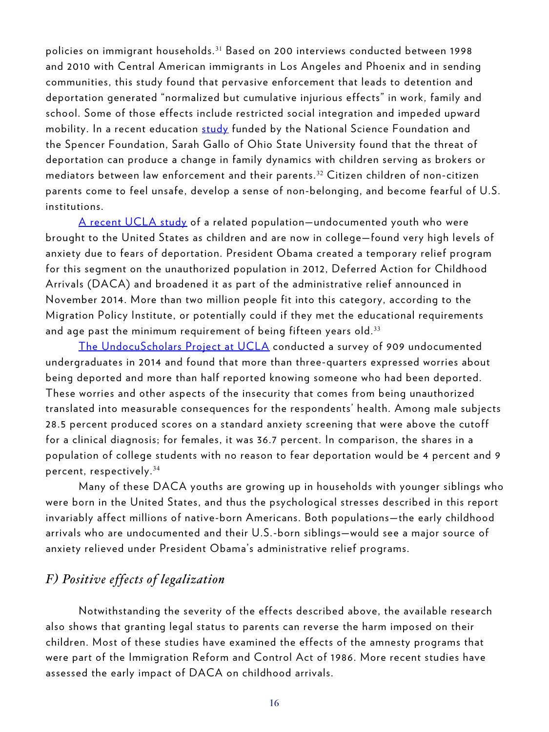policies on immigrant households.[31] Based on 200 interviews conducted between 1998 and 2010 with Central American immigrants in Los Angeles and Phoenix and in sending communities, this study found that pervasive enforcement that leads to detention and deportation generated "normalized but cumulative injurious effects" in work, family and school. Some of those effects include restricted social integration and impeded upward mobility. In a recent education study funded by the National Science Foundation and the Spencer Foundation, Sarah Gallo of Ohio State University found that the threat of deportation can produce a change in family dynamics with children serving as brokers or mediators between law enforcement and their parents.[32] Citizen children of non-citizen parents come to feel unsafe, develop a sense of non-belonging, and become fearful of U.S. institutions.

A recent UCLA study of a related population—undocumented youth who were brought to the United States as children and are now in college—found very high levels of anxiety due to fears of deportation. President Obama created a temporary relief program for this segment on the unauthorized population in 2012, Deferred Action for Childhood Arrivals (DACA) and broadened it as part of the administrative relief announced in November 2014. More than two million people fit into this category, according to the Migration Policy Institute, or potentially could if they met the educational requirements and age past the minimum requirement of being fifteen years old.[33]

The UndocuScholars Project at UCLA conducted a survey of 909 undocumented undergraduates in 2014 and found that more than three-quarters expressed worries about being deported and more than half reported knowing someone who had been deported. These worries and other aspects of the insecurity that comes from being unauthorized translated into measurable consequences for the respondents' health. Among male subjects 28.5 percent produced scores on a standard anxiety screening that were above the cutoff for a clinical diagnosis; for females, it was 36.7 percent. In comparison, the shares in a population of college students with no reason to fear deportation would be 4 percent and 9 percent, respectively.[34]

Many of these DACA youths are growing up in households with younger siblings who were born in the United States, and thus the psychological stresses described in this report invariably affect millions of native-born Americans. Both populations—the early childhood arrivals who are undocumented and their U.S.-born siblings—would see a major source of anxiety relieved under President Obama's administrative relief programs.

### *F) Positive effects of legalization*

Notwithstanding the severity of the effects described above, the available research also shows that granting legal status to parents can reverse the harm imposed on their children. Most of these studies have examined the effects of the amnesty programs that were part of the Immigration Reform and Control Act of 1986. More recent studies have assessed the early impact of DACA on childhood arrivals.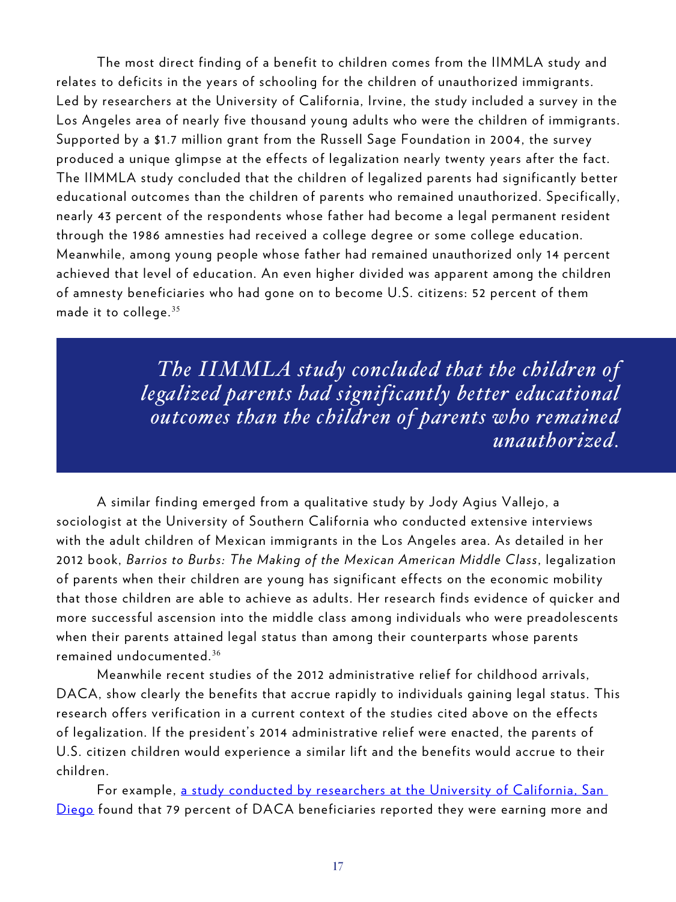The most direct finding of a benefit to children comes from the IIMMLA study and relates to deficits in the years of schooling for the children of unauthorized immigrants. Led by researchers at the University of California, Irvine, the study included a survey in the Los Angeles area of nearly five thousand young adults who were the children of immigrants. Supported by a $1.7 million grant from the Russell Sage Foundation in 2004, the survey produced a unique glimpse at the effects of legalization nearly twenty years after the fact. The IIMMLA study concluded that the children of legalized parents had significantly better educational outcomes than the children of parents who remained unauthorized. Specifically, nearly 43 percent of the respondents whose father had become a legal permanent resident through the 1986 amnesties had received a college degree or some college education. Meanwhile, among young people whose father had remained unauthorized only 14 percent achieved that level of education. An even higher divided was apparent among the children of amnesty beneficiaries who had gone on to become U.S. citizens: 52 percent of them made it to college.[35]

> *The IIMMLA study concluded that the children of legalized parents had significantly better educational outcomes than the children of parents who remained unauthorized.*

A similar finding emerged from a qualitative study by Jody Agius Vallejo, a sociologist at the University of Southern California who conducted extensive interviews with the adult children of Mexican immigrants in the Los Angeles area. As detailed in her 2012 book, *Barrios to Burbs: The Making of the Mexican American Middle Class*, legalization of parents when their children are young has significant effects on the economic mobility that those children are able to achieve as adults. Her research finds evidence of quicker and more successful ascension into the middle class among individuals who were preadolescents when their parents attained legal status than among their counterparts whose parents remained undocumented.[36]

Meanwhile recent studies of the 2012 administrative relief for childhood arrivals, DACA, show clearly the benefits that accrue rapidly to individuals gaining legal status. This research offers verification in a current context of the studies cited above on the effects of legalization. If the president's 2014 administrative relief were enacted, the parents of U.S. citizen children would experience a similar lift and the benefits would accrue to their children.

For example, a study conducted by researchers at the University of California, San Diego found that 79 percent of DACA beneficiaries reported they were earning more and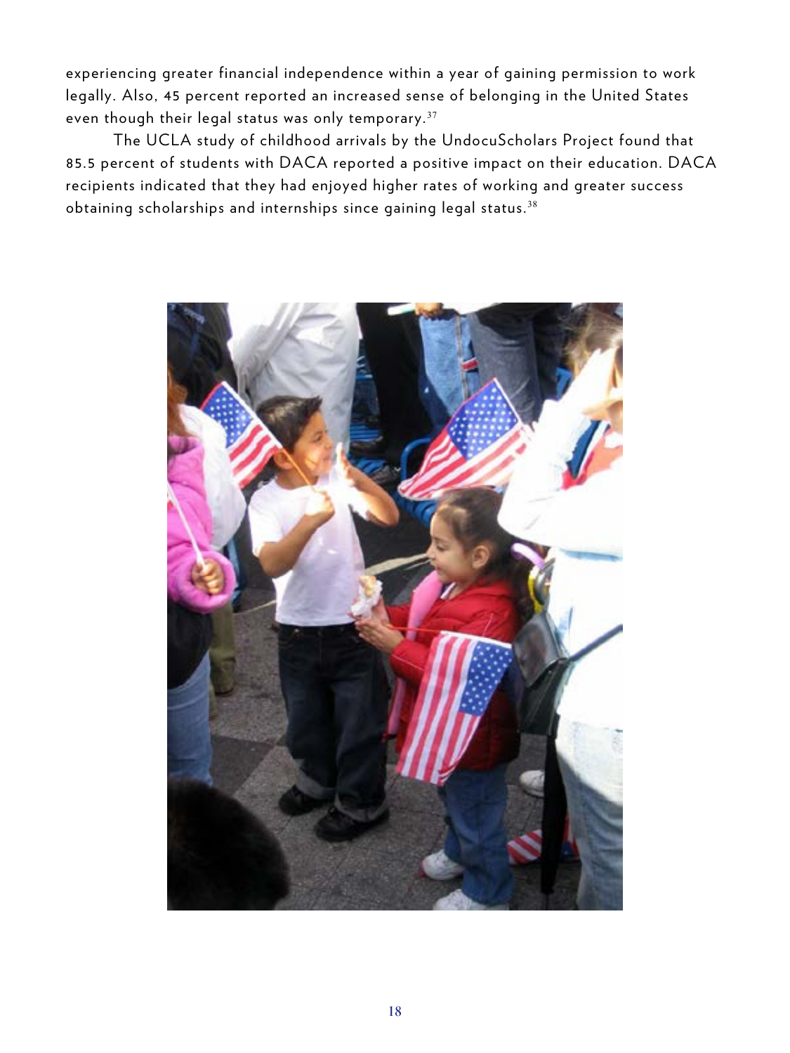experiencing greater financial independence within a year of gaining permission to work legally. Also, 45 percent reported an increased sense of belonging in the United States even though their legal status was only temporary.[37]

The UCLA study of childhood arrivals by the UndocuScholars Project found that 85.5 percent of students with DACA reported a positive impact on their education. DACA recipients indicated that they had enjoyed higher rates of working and greater success obtaining scholarships and internships since gaining legal status.[38]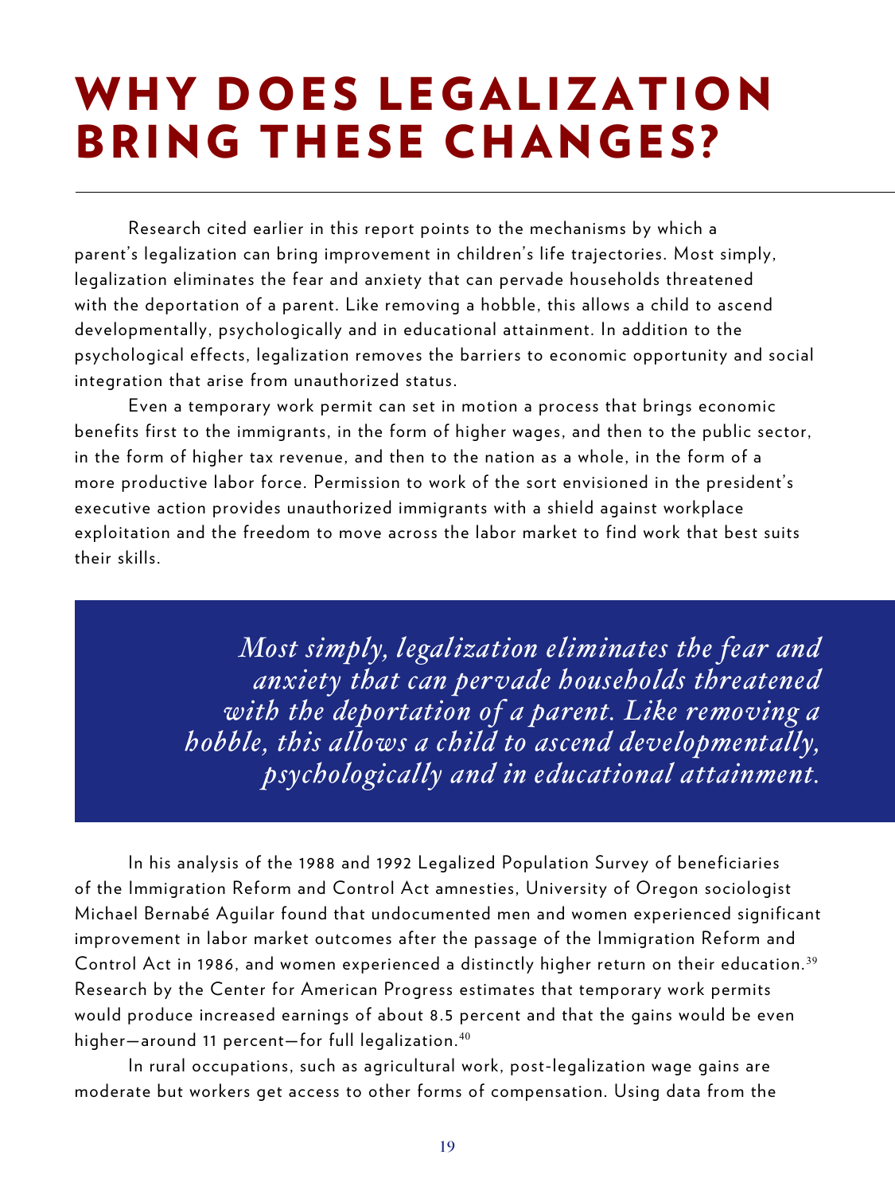# WHY DOES LEGALIZATION BRING THESE CHANGES?

Research cited earlier in this report points to the mechanisms by which a parent's legalization can bring improvement in children's life trajectories. Most simply, legalization eliminates the fear and anxiety that can pervade households threatened with the deportation of a parent. Like removing a hobble, this allows a child to ascend developmentally, psychologically and in educational attainment. In addition to the psychological effects, legalization removes the barriers to economic opportunity and social integration that arise from unauthorized status.

Even a temporary work permit can set in motion a process that brings economic benefits first to the immigrants, in the form of higher wages, and then to the public sector, in the form of higher tax revenue, and then to the nation as a whole, in the form of a more productive labor force. Permission to work of the sort envisioned in the president's executive action provides unauthorized immigrants with a shield against workplace exploitation and the freedom to move across the labor market to find work that best suits their skills.

> *Most simply, legalization eliminates the fear and anxiety that can pervade households threatened with the deportation of a parent. Like removing a hobble, this allows a child to ascend developmentally, psychologically and in educational attainment.*

In his analysis of the 1988 and 1992 Legalized Population Survey of beneficiaries of the Immigration Reform and Control Act amnesties, University of Oregon sociologist Michael Bernabé Aguilar found that undocumented men and women experienced significant improvement in labor market outcomes after the passage of the Immigration Reform and Control Act in 1986, and women experienced a distinctly higher return on their education.[39] Research by the Center for American Progress estimates that temporary work permits would produce increased earnings of about 8.5 percent and that the gains would be even higher—around 11 percent—for full legalization.[40]

In rural occupations, such as agricultural work, post-legalization wage gains are moderate but workers get access to other forms of compensation. Using data from the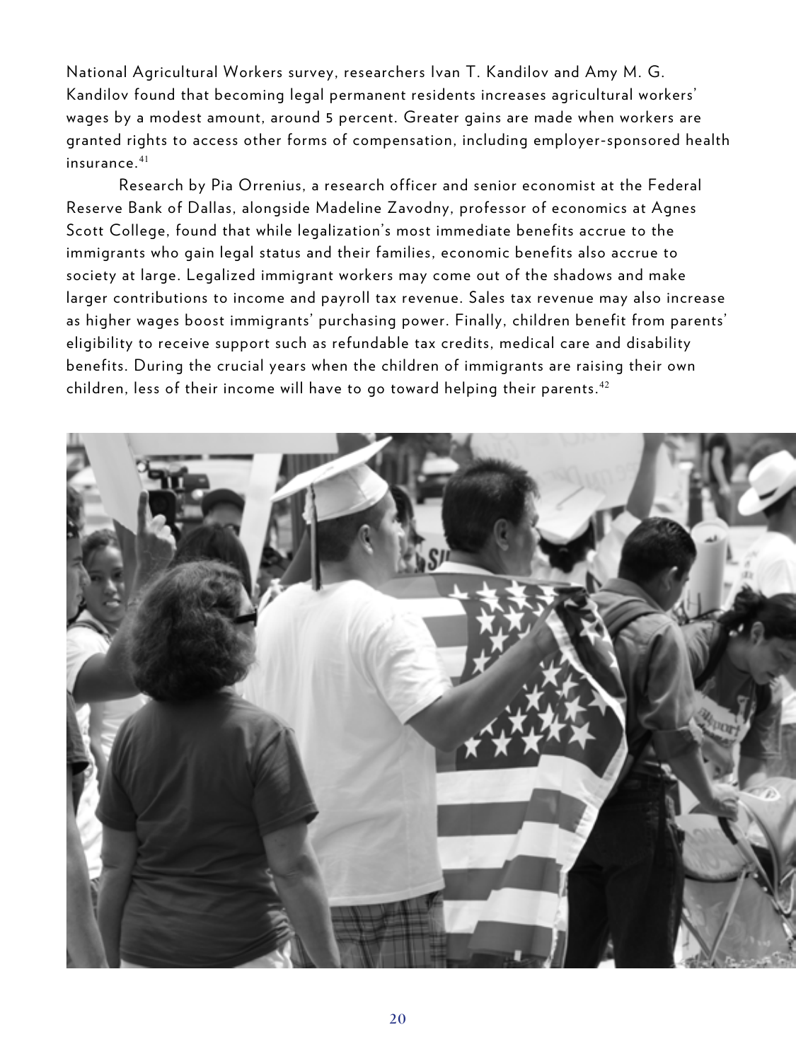National Agricultural Workers survey, researchers Ivan T. Kandilov and Amy M. G. Kandilov found that becoming legal permanent residents increases agricultural workers' wages by a modest amount, around 5 percent. Greater gains are made when workers are granted rights to access other forms of compensation, including employer-sponsored health insurance.[41]

Research by Pia Orrenius, a research officer and senior economist at the Federal Reserve Bank of Dallas, alongside Madeline Zavodny, professor of economics at Agnes Scott College, found that while legalization's most immediate benefits accrue to the immigrants who gain legal status and their families, economic benefits also accrue to society at large. Legalized immigrant workers may come out of the shadows and make larger contributions to income and payroll tax revenue. Sales tax revenue may also increase as higher wages boost immigrants' purchasing power. Finally, children benefit from parents' eligibility to receive support such as refundable tax credits, medical care and disability benefits. During the crucial years when the children of immigrants are raising their own children, less of their income will have to go toward helping their parents.[42]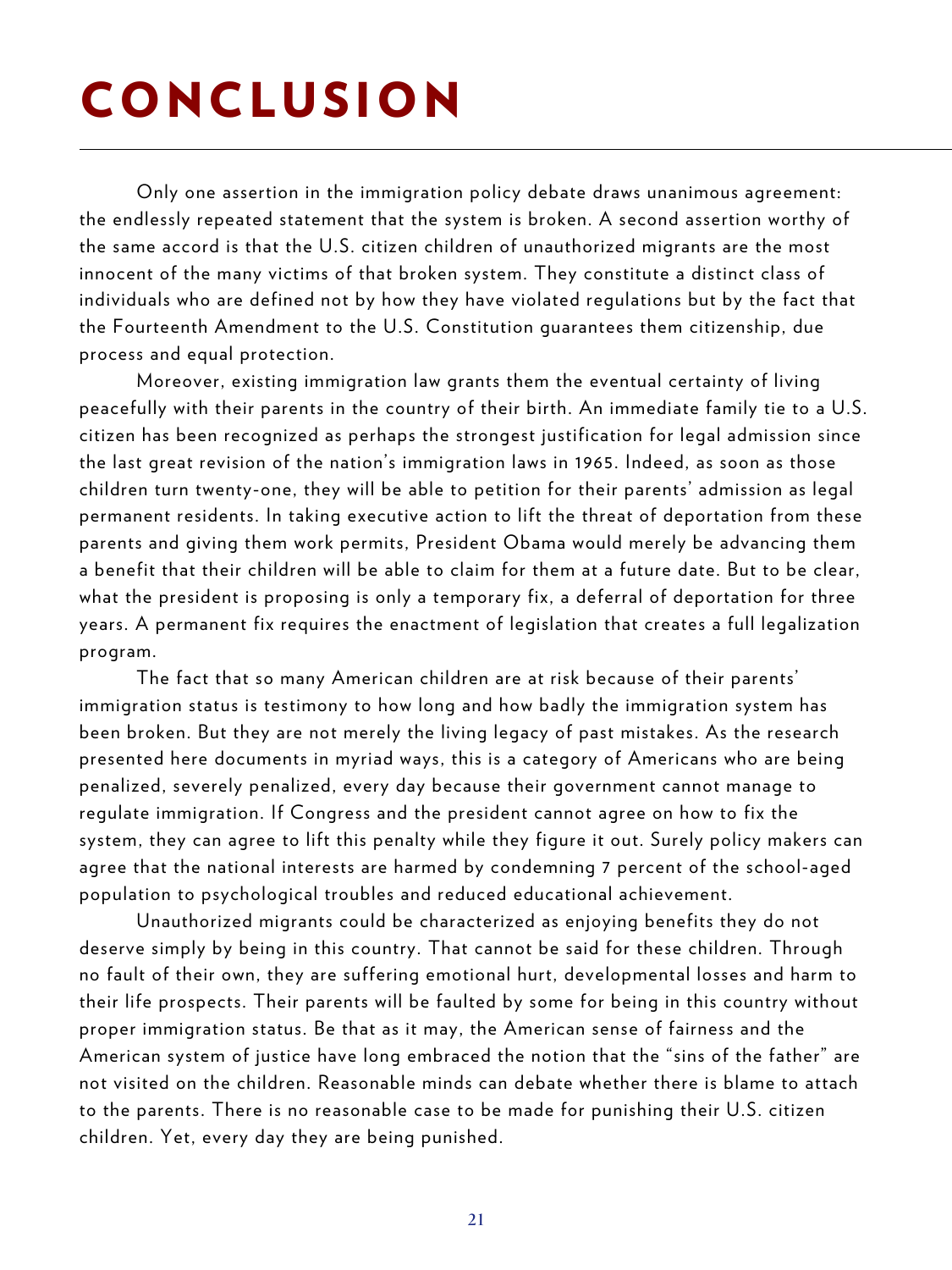# CONCLUSION

Only one assertion in the immigration policy debate draws unanimous agreement: the endlessly repeated statement that the system is broken. A second assertion worthy of the same accord is that the U.S. citizen children of unauthorized migrants are the most innocent of the many victims of that broken system. They constitute a distinct class of individuals who are defined not by how they have violated regulations but by the fact that the Fourteenth Amendment to the U.S. Constitution guarantees them citizenship, due process and equal protection.

Moreover, existing immigration law grants them the eventual certainty of living peacefully with their parents in the country of their birth. An immediate family tie to a U.S. citizen has been recognized as perhaps the strongest justification for legal admission since the last great revision of the nation's immigration laws in 1965. Indeed, as soon as those children turn twenty-one, they will be able to petition for their parents' admission as legal permanent residents. In taking executive action to lift the threat of deportation from these parents and giving them work permits, President Obama would merely be advancing them a benefit that their children will be able to claim for them at a future date. But to be clear, what the president is proposing is only a temporary fix, a deferral of deportation for three years. A permanent fix requires the enactment of legislation that creates a full legalization program.

The fact that so many American children are at risk because of their parents' immigration status is testimony to how long and how badly the immigration system has been broken. But they are not merely the living legacy of past mistakes. As the research presented here documents in myriad ways, this is a category of Americans who are being penalized, severely penalized, every day because their government cannot manage to regulate immigration. If Congress and the president cannot agree on how to fix the system, they can agree to lift this penalty while they figure it out. Surely policy makers can agree that the national interests are harmed by condemning 7 percent of the school-aged population to psychological troubles and reduced educational achievement.

Unauthorized migrants could be characterized as enjoying benefits they do not deserve simply by being in this country. That cannot be said for these children. Through no fault of their own, they are suffering emotional hurt, developmental losses and harm to their life prospects. Their parents will be faulted by some for being in this country without proper immigration status. Be that as it may, the American sense of fairness and the American system of justice have long embraced the notion that the "sins of the father" are not visited on the children. Reasonable minds can debate whether there is blame to attach to the parents. There is no reasonable case to be made for punishing their U.S. citizen children. Yet, every day they are being punished.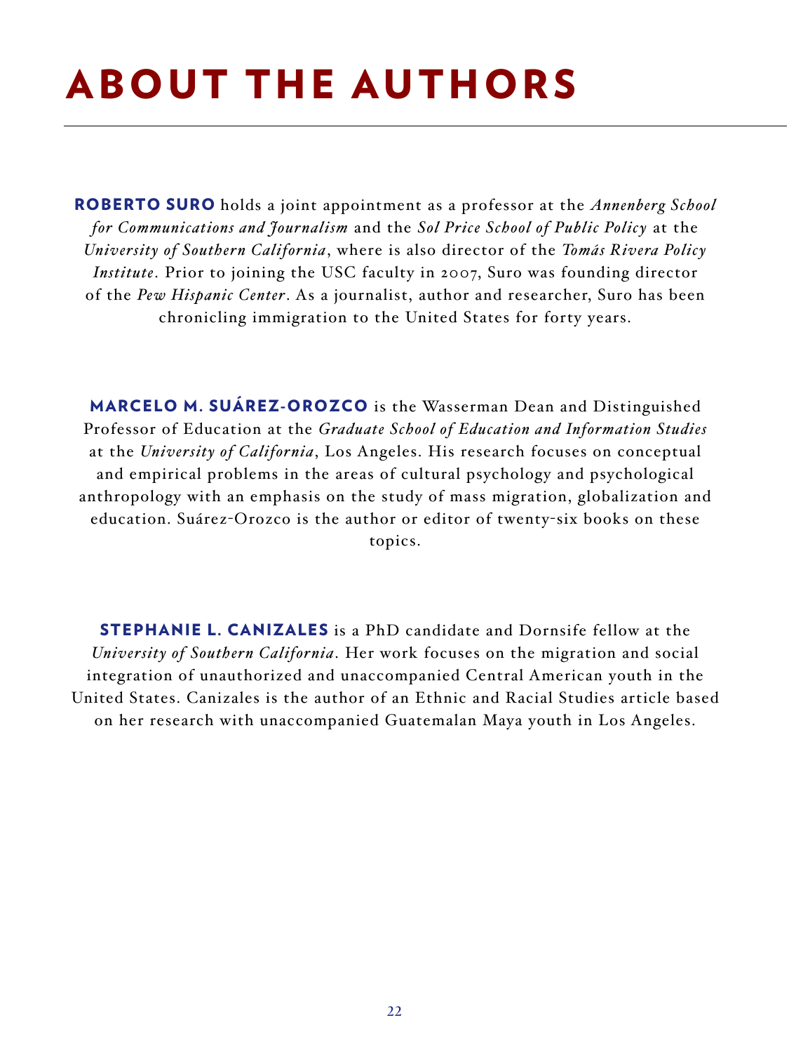# ABOUT THE AUTHORS

**ROBERTO SURO** holds a joint appointment as a professor at the *Annenberg School for Communications and Journalism* and the *Sol Price School of Public Policy* at the *University of Southern California*, where is also director of the *Tomás Rivera Policy Institute*. Prior to joining the USC faculty in 2007, Suro was founding director of the *Pew Hispanic Center*. As a journalist, author and researcher, Suro has been chronicling immigration to the United States for forty years.

**MARCELO M. SUÁREZ-OROZCO** is the Wasserman Dean and Distinguished Professor of Education at the *Graduate School of Education and Information Studies* at the *University of California*, Los Angeles. His research focuses on conceptual and empirical problems in the areas of cultural psychology and psychological anthropology with an emphasis on the study of mass migration, globalization and education. Suárez-Orozco is the author or editor of twenty-six books on these topics.

**STEPHANIE L. CANIZALES** is a PhD candidate and Dornsife fellow at the *University of Southern California*. Her work focuses on the migration and social integration of unauthorized and unaccompanied Central American youth in the United States. Canizales is the author of an Ethnic and Racial Studies article based on her research with unaccompanied Guatemalan Maya youth in Los Angeles.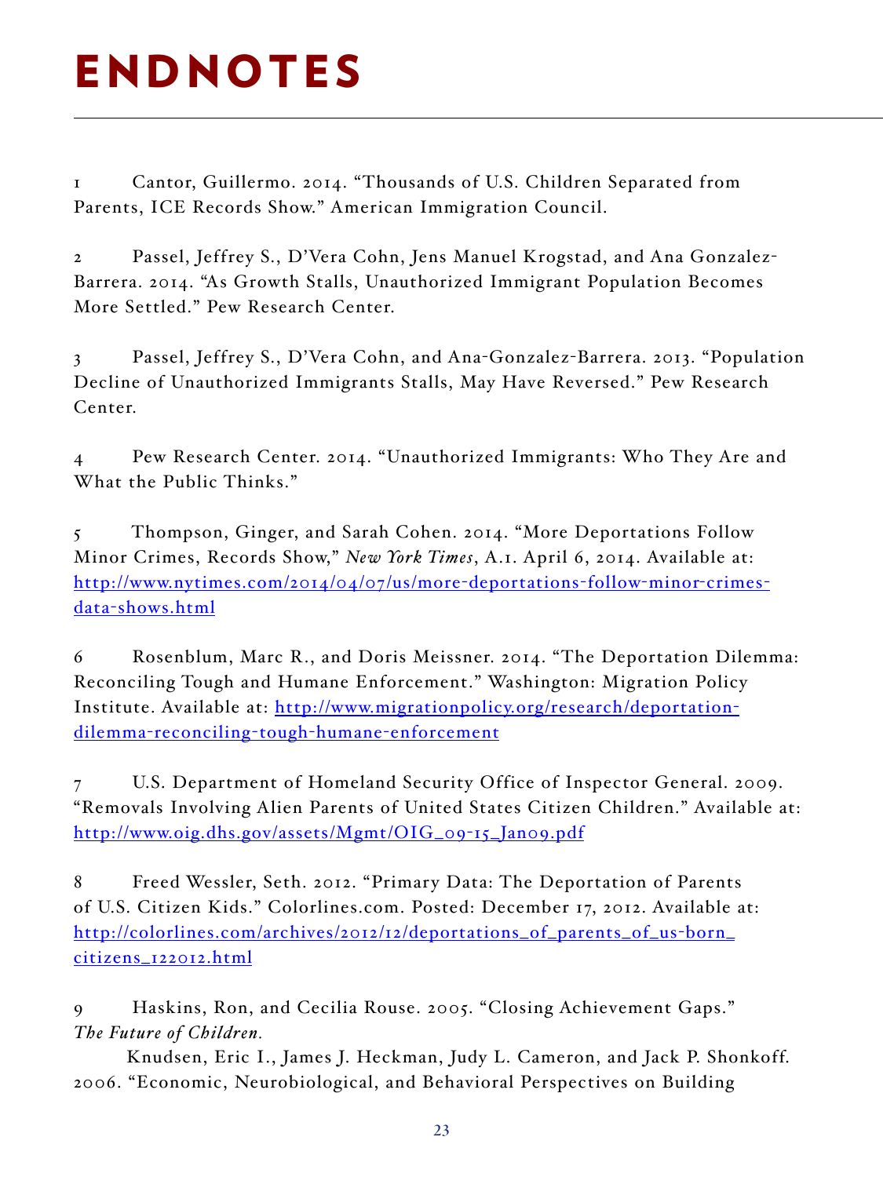# ENDNOTES

1 Cantor, Guillermo. 2014. "Thousands of U.S. Children Separated from Parents, ICE Records Show." American Immigration Council.

2 Passel, Jeffrey S., D'Vera Cohn, Jens Manuel Krogstad, and Ana Gonzalez-Barrera. 2014. "As Growth Stalls, Unauthorized Immigrant Population Becomes More Settled." Pew Research Center.

3 Passel, Jeffrey S., D'Vera Cohn, and Ana-Gonzalez-Barrera. 2013. "Population Decline of Unauthorized Immigrants Stalls, May Have Reversed." Pew Research Center.

4 Pew Research Center. 2014. "Unauthorized Immigrants: Who They Are and What the Public Thinks."

5 Thompson, Ginger, and Sarah Cohen. 2014. "More Deportations Follow Minor Crimes, Records Show," *New York Times*, A.1. April 6, 2014. Available at: http://www.nytimes.com/2014/04/07/us/more-deportations-follow-minor-crimes-data-shows.html

6 Rosenblum, Marc R., and Doris Meissner. 2014. "The Deportation Dilemma: Reconciling Tough and Humane Enforcement." Washington: Migration Policy Institute. Available at: http://www.migrationpolicy.org/research/deportation-dilemma-reconciling-tough-humane-enforcement

7 U.S. Department of Homeland Security Office of Inspector General. 2009. "Removals Involving Alien Parents of United States Citizen Children." Available at: http://www.oig.dhs.gov/assets/Mgmt/OIG_09-15_Jan09.pdf

8 Freed Wessler, Seth. 2012. "Primary Data: The Deportation of Parents of U.S. Citizen Kids." Colorlines.com. Posted: December 17, 2012. Available at: http://colorlines.com/archives/2012/12/deportations_of_parents_of_us-born_citizens_122012.html

9 Haskins, Ron, and Cecilia Rouse. 2005. "Closing Achievement Gaps." *The Future of Children.*

Knudsen, Eric I., James J. Heckman, Judy L. Cameron, and Jack P. Shonkoff. 2006. "Economic, Neurobiological, and Behavioral Perspectives on Building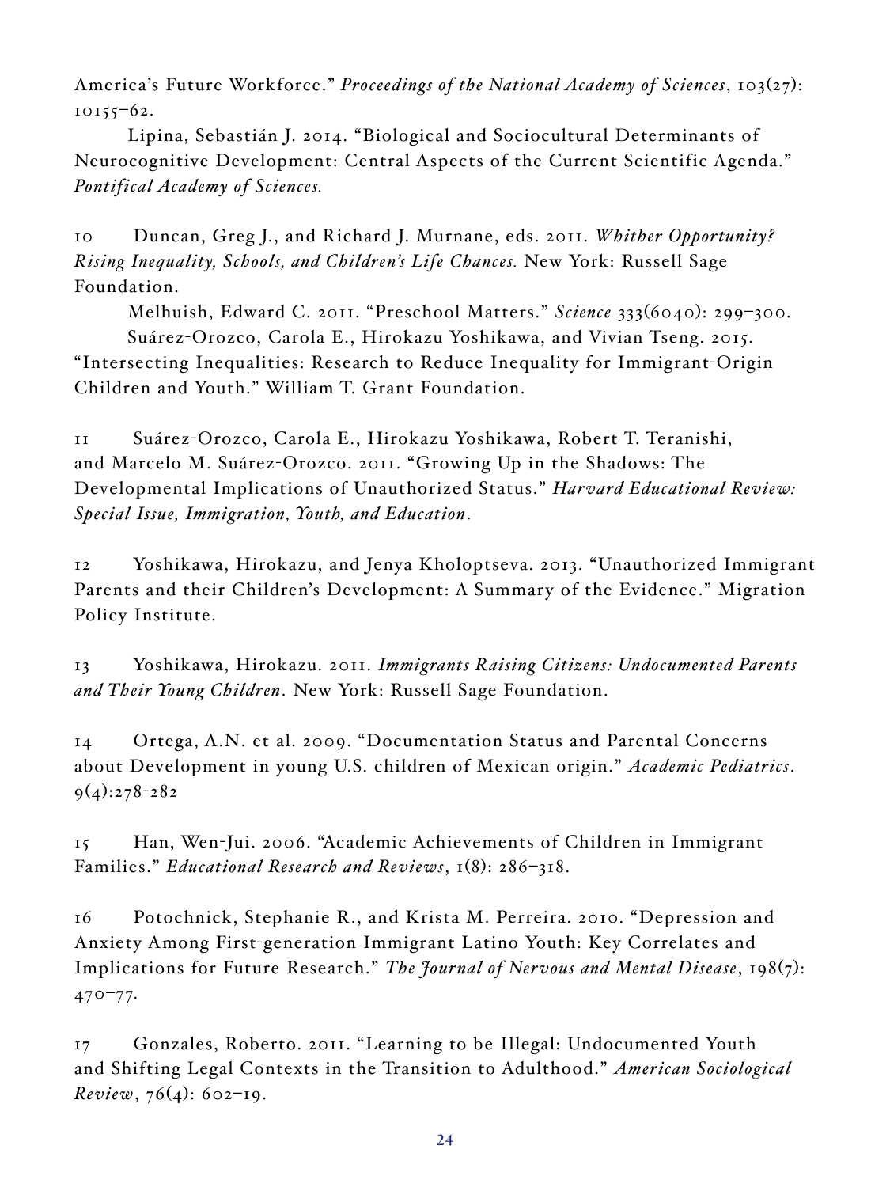America's Future Workforce." *Proceedings of the National Academy of Sciences*, 103(27): 10155–62.

Lipina, Sebastián J. 2014. "Biological and Sociocultural Determinants of Neurocognitive Development: Central Aspects of the Current Scientific Agenda." *Pontifical Academy of Sciences.*

10 Duncan, Greg J., and Richard J. Murnane, eds. 2011. *Whither Opportunity? Rising Inequality, Schools, and Children's Life Chances.* New York: Russell Sage Foundation.

Melhuish, Edward C. 2011. "Preschool Matters." *Science* 333(6040): 299–300.

Suárez-Orozco, Carola E., Hirokazu Yoshikawa, and Vivian Tseng. 2015. "Intersecting Inequalities: Research to Reduce Inequality for Immigrant-Origin Children and Youth." William T. Grant Foundation.

11 Suárez-Orozco, Carola E., Hirokazu Yoshikawa, Robert T. Teranishi, and Marcelo M. Suárez-Orozco. 2011. "Growing Up in the Shadows: The Developmental Implications of Unauthorized Status." *Harvard Educational Review: Special Issue, Immigration, Youth, and Education*.

12 Yoshikawa, Hirokazu, and Jenya Kholoptseva. 2013. "Unauthorized Immigrant Parents and their Children's Development: A Summary of the Evidence." Migration Policy Institute.

13 Yoshikawa, Hirokazu. 2011. *Immigrants Raising Citizens: Undocumented Parents and Their Young Children*. New York: Russell Sage Foundation.

14 Ortega, A.N. et al. 2009. "Documentation Status and Parental Concerns about Development in young U.S. children of Mexican origin." *Academic Pediatrics*. 9(4):278-282

15 Han, Wen-Jui. 2006. "Academic Achievements of Children in Immigrant Families." *Educational Research and Reviews*, 1(8): 286–318.

16 Potochnick, Stephanie R., and Krista M. Perreira. 2010. "Depression and Anxiety Among First-generation Immigrant Latino Youth: Key Correlates and Implications for Future Research." *The Journal of Nervous and Mental Disease*, 198(7): 470–77.

17 Gonzales, Roberto. 2011. "Learning to be Illegal: Undocumented Youth and Shifting Legal Contexts in the Transition to Adulthood." *American Sociological Review*, 76(4): 602–19.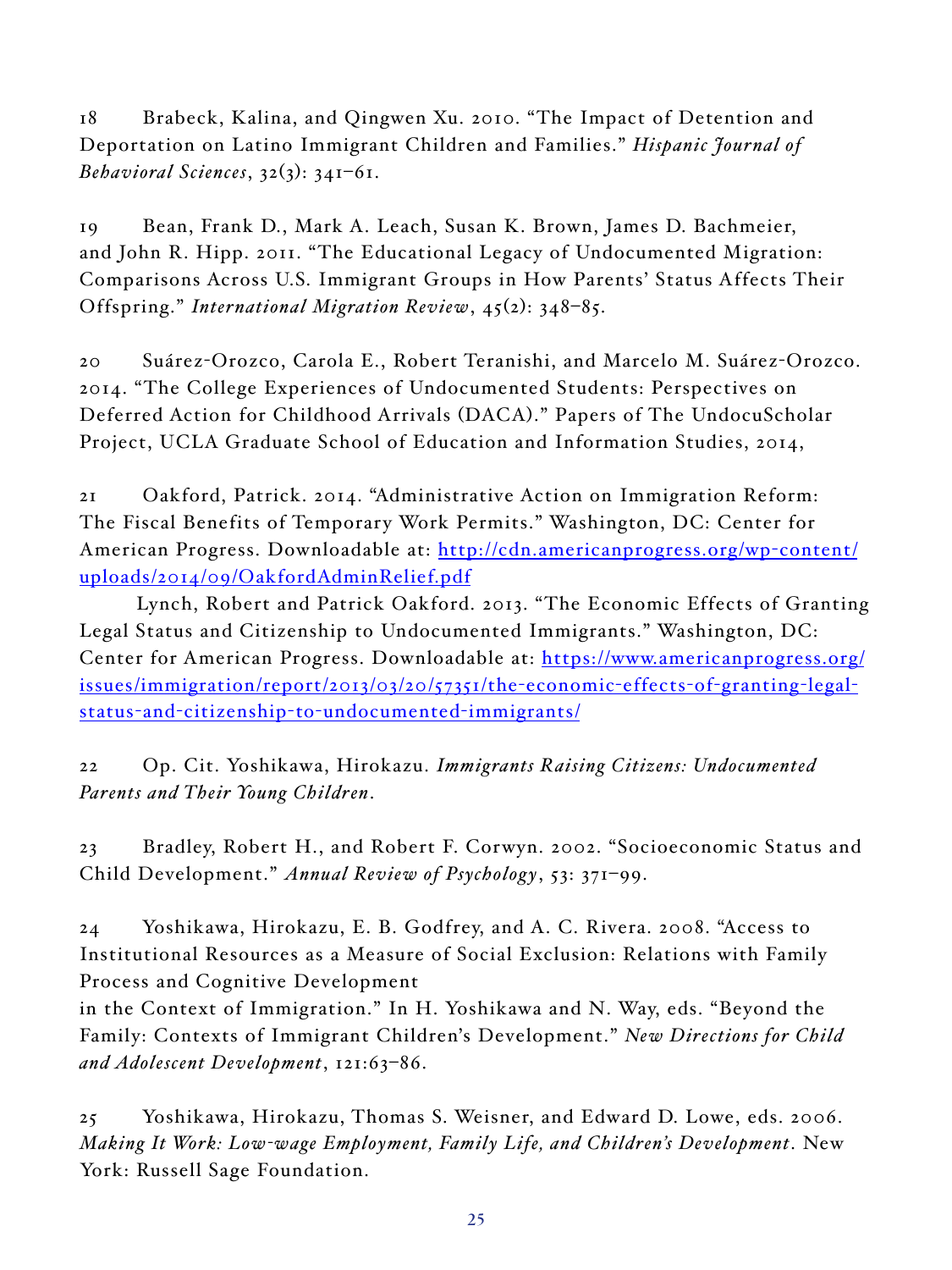18 Brabeck, Kalina, and Qingwen Xu. 2010. "The Impact of Detention and Deportation on Latino Immigrant Children and Families." *Hispanic Journal of Behavioral Sciences*, 32(3): 341–61.

19 Bean, Frank D., Mark A. Leach, Susan K. Brown, James D. Bachmeier, and John R. Hipp. 2011. "The Educational Legacy of Undocumented Migration: Comparisons Across U.S. Immigrant Groups in How Parents' Status Affects Their Offspring." *International Migration Review*, 45(2): 348–85.

20 Suárez-Orozco, Carola E., Robert Teranishi, and Marcelo M. Suárez-Orozco. 2014. "The College Experiences of Undocumented Students: Perspectives on Deferred Action for Childhood Arrivals (DACA)." Papers of The UndocuScholar Project, UCLA Graduate School of Education and Information Studies, 2014,

21 Oakford, Patrick. 2014. "Administrative Action on Immigration Reform: The Fiscal Benefits of Temporary Work Permits." Washington, DC: Center for American Progress. Downloadable at: http://cdn.americanprogress.org/wp-content/uploads/2014/09/OakfordAdminRelief.pdf

Lynch, Robert and Patrick Oakford. 2013. "The Economic Effects of Granting Legal Status and Citizenship to Undocumented Immigrants." Washington, DC: Center for American Progress. Downloadable at: https://www.americanprogress.org/issues/immigration/report/2013/03/20/57351/the-economic-effects-of-granting-legal-status-and-citizenship-to-undocumented-immigrants/

22 Op. Cit. Yoshikawa, Hirokazu. *Immigrants Raising Citizens: Undocumented Parents and Their Young Children*.

23 Bradley, Robert H., and Robert F. Corwyn. 2002. "Socioeconomic Status and Child Development." *Annual Review of Psychology*, 53: 371–99.

24 Yoshikawa, Hirokazu, E. B. Godfrey, and A. C. Rivera. 2008. "Access to Institutional Resources as a Measure of Social Exclusion: Relations with Family Process and Cognitive Development
in the Context of Immigration." In H. Yoshikawa and N. Way, eds. "Beyond the Family: Contexts of Immigrant Children's Development." *New Directions for Child and Adolescent Development*, 121:63–86.

25 Yoshikawa, Hirokazu, Thomas S. Weisner, and Edward D. Lowe, eds. 2006. *Making It Work: Low-wage Employment, Family Life, and Children's Development*. New York: Russell Sage Foundation.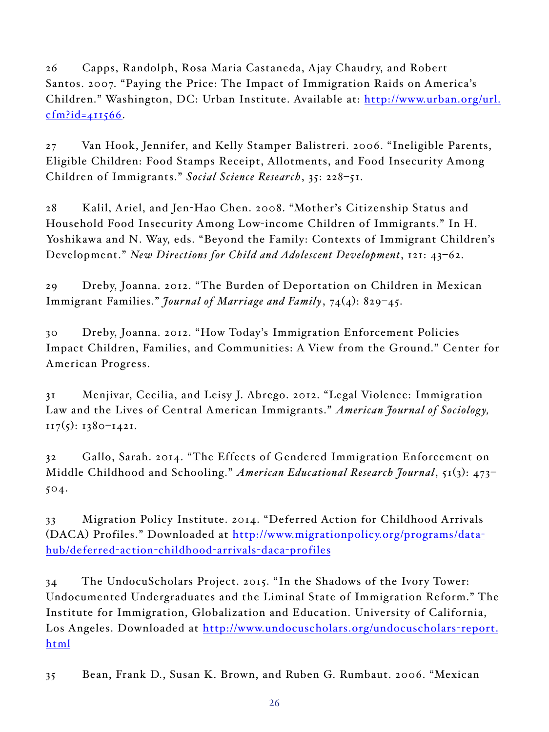26 Capps, Randolph, Rosa Maria Castaneda, Ajay Chaudry, and Robert Santos. 2007. "Paying the Price: The Impact of Immigration Raids on America's Children." Washington, DC: Urban Institute. Available at: http://www.urban.org/url.cfm?id=411566.

27 Van Hook, Jennifer, and Kelly Stamper Balistreri. 2006. "Ineligible Parents, Eligible Children: Food Stamps Receipt, Allotments, and Food Insecurity Among Children of Immigrants." *Social Science Research*, 35: 228–51.

28 Kalil, Ariel, and Jen-Hao Chen. 2008. "Mother's Citizenship Status and Household Food Insecurity Among Low-income Children of Immigrants." In H. Yoshikawa and N. Way, eds. "Beyond the Family: Contexts of Immigrant Children's Development." *New Directions for Child and Adolescent Development*, 121: 43–62.

29 Dreby, Joanna. 2012. "The Burden of Deportation on Children in Mexican Immigrant Families." *Journal of Marriage and Family*, 74(4): 829–45.

30 Dreby, Joanna. 2012. "How Today's Immigration Enforcement Policies Impact Children, Families, and Communities: A View from the Ground." Center for American Progress.

31 Menjivar, Cecilia, and Leisy J. Abrego. 2012. "Legal Violence: Immigration Law and the Lives of Central American Immigrants." *American Journal of Sociology,* 117(5): 1380–1421.

32 Gallo, Sarah. 2014. "The Effects of Gendered Immigration Enforcement on Middle Childhood and Schooling." *American Educational Research Journal*, 51(3): 473–504.

33 Migration Policy Institute. 2014. "Deferred Action for Childhood Arrivals (DACA) Profiles." Downloaded at http://www.migrationpolicy.org/programs/data-hub/deferred-action-childhood-arrivals-daca-profiles

34 The UndocuScholars Project. 2015. "In the Shadows of the Ivory Tower: Undocumented Undergraduates and the Liminal State of Immigration Reform." The Institute for Immigration, Globalization and Education. University of California, Los Angeles. Downloaded at http://www.undocuscholars.org/undocuscholars-report.html

35 Bean, Frank D., Susan K. Brown, and Ruben G. Rumbaut. 2006. "Mexican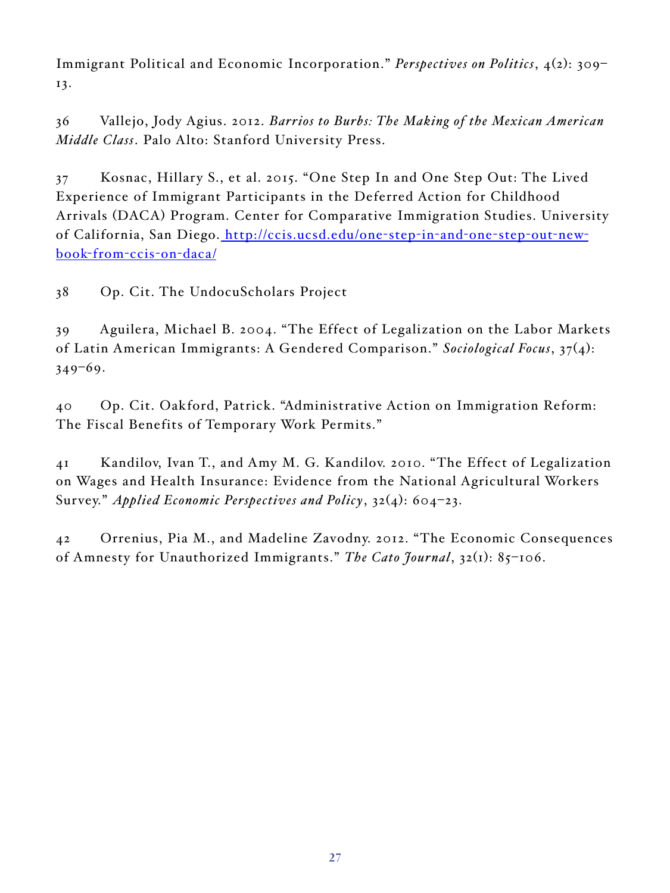Immigrant Political and Economic Incorporation." *Perspectives on Politics*, 4(2): 309–13.

36 Vallejo, Jody Agius. 2012. *Barrios to Burbs: The Making of the Mexican American Middle Class*. Palo Alto: Stanford University Press.

37 Kosnac, Hillary S., et al. 2015. "One Step In and One Step Out: The Lived Experience of Immigrant Participants in the Deferred Action for Childhood Arrivals (DACA) Program. Center for Comparative Immigration Studies. University of California, San Diego. http://ccis.ucsd.edu/one-step-in-and-one-step-out-new-book-from-ccis-on-daca/

38 Op. Cit. The UndocuScholars Project

39 Aguilera, Michael B. 2004. "The Effect of Legalization on the Labor Markets of Latin American Immigrants: A Gendered Comparison." *Sociological Focus*, 37(4): 349–69.

40 Op. Cit. Oakford, Patrick. "Administrative Action on Immigration Reform: The Fiscal Benefits of Temporary Work Permits."

41 Kandilov, Ivan T., and Amy M. G. Kandilov. 2010. "The Effect of Legalization on Wages and Health Insurance: Evidence from the National Agricultural Workers Survey." *Applied Economic Perspectives and Policy*, 32(4): 604–23.

42 Orrenius, Pia M., and Madeline Zavodny. 2012. "The Economic Consequences of Amnesty for Unauthorized Immigrants." *The Cato Journal*, 32(1): 85–106.